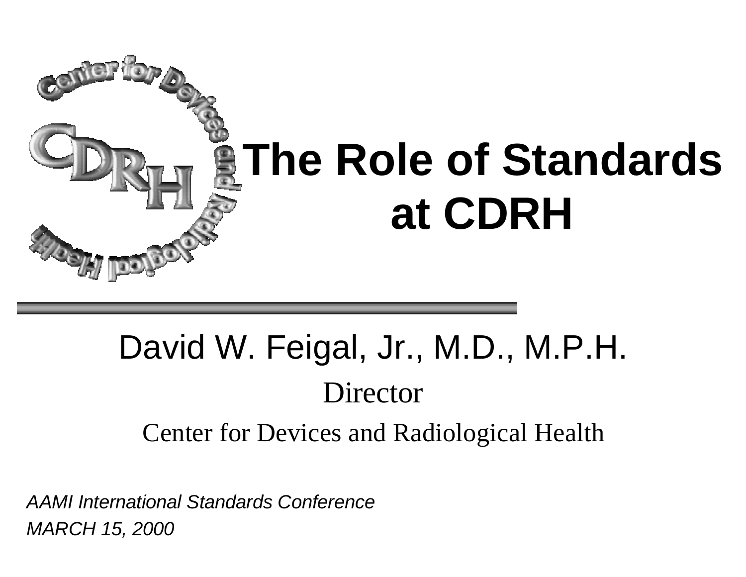# The Role of Standards at CDRH

David W. Feigal, Jr., M.D., M.P.H.

Director

Center for Devices and Radiological Health

*AAMI International Standards Conference*

*MARCH 15, 2000*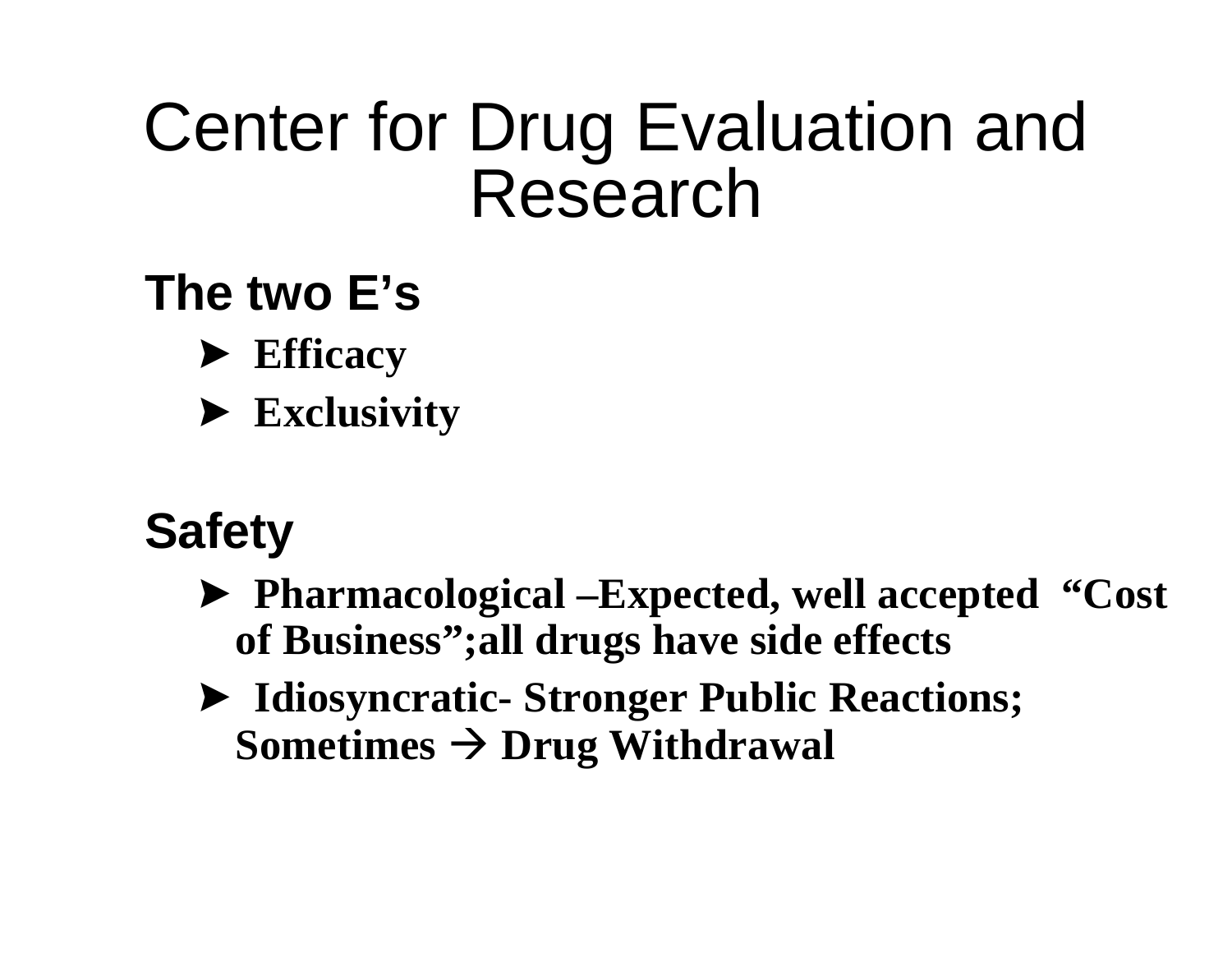# Center for Drug Evaluation and Research

**The two E's**

- **Efficacy**
- **Exclusivity**

**Safety**

- **Pharmacological –Expected, well accepted "Cost of Business";all drugs have side effects**
- **Idiosyncratic- Stronger Public Reactions; Sometimes → Drug Withdrawal**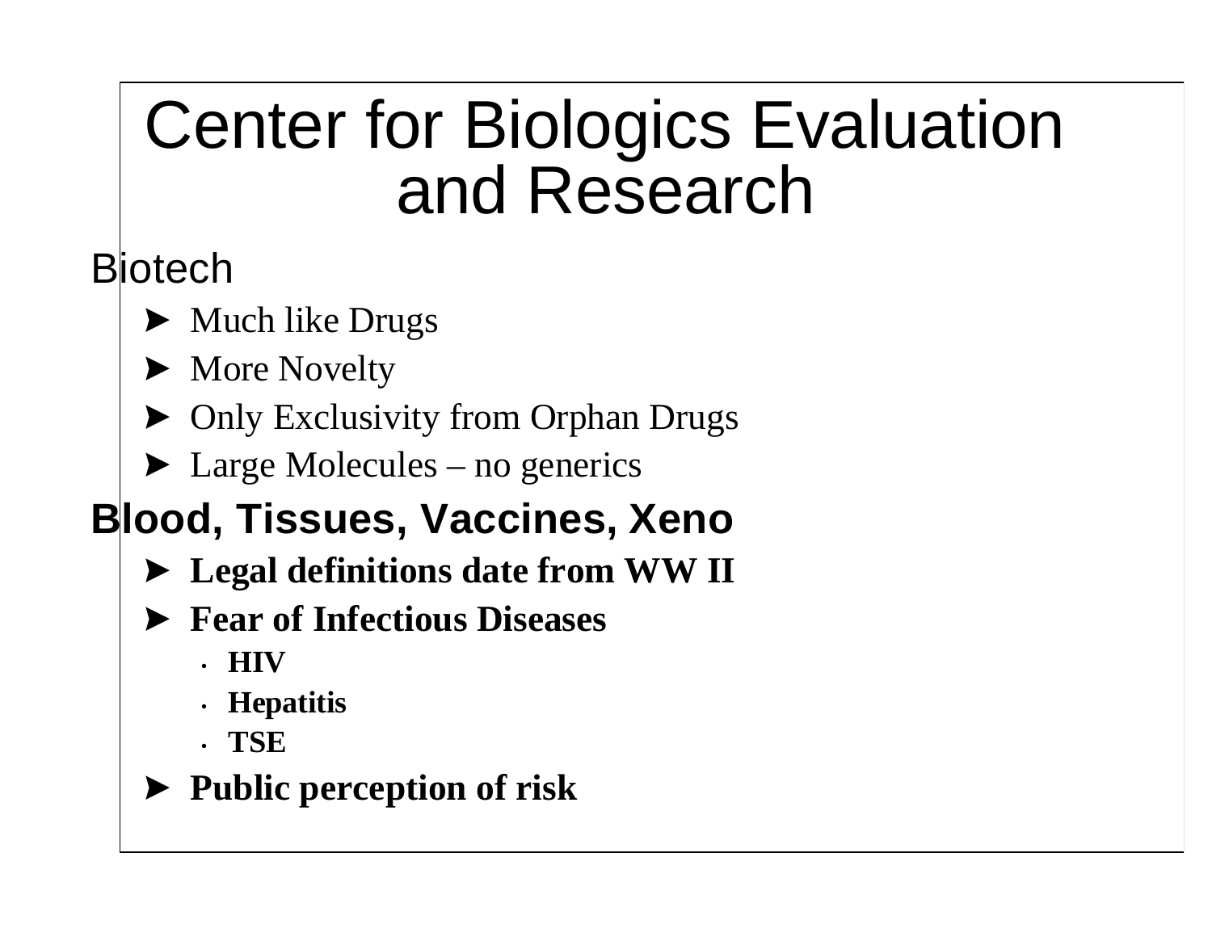# Center for Biologics Evaluation and Research

## Biotech

- Much like Drugs
- More Novelty
- Only Exclusivity from Orphan Drugs
- Large Molecules – no generics

## **Blood, Tissues, Vaccines, Xeno**

- **Legal definitions date from WW II**
- **Fear of Infectious Diseases**
  - **HIV**
  - **Hepatitis**
  - **TSE**
- **Public perception of risk**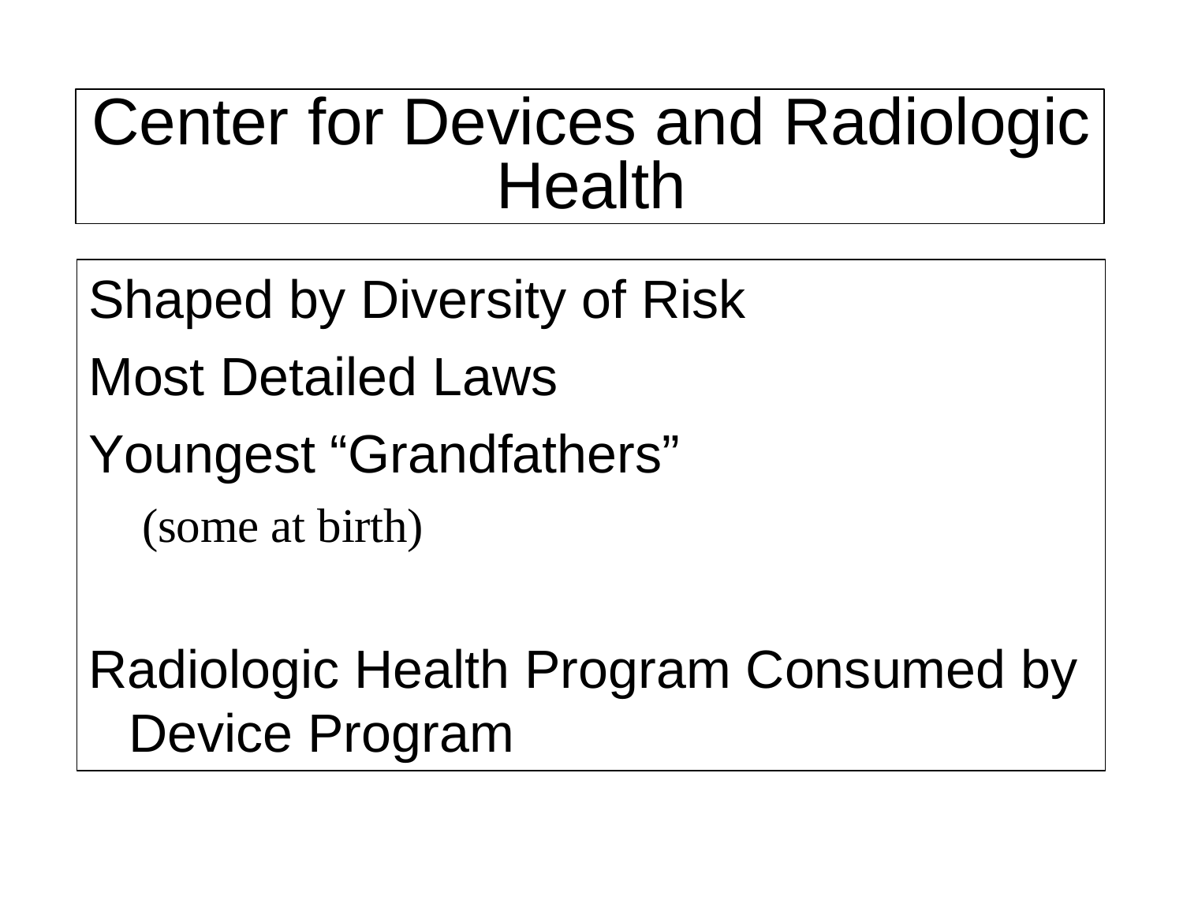# Center for Devices and Radiologic Health

Shaped by Diversity of Risk

Most Detailed Laws

Youngest "Grandfathers"

(some at birth)

Radiologic Health Program Consumed by Device Program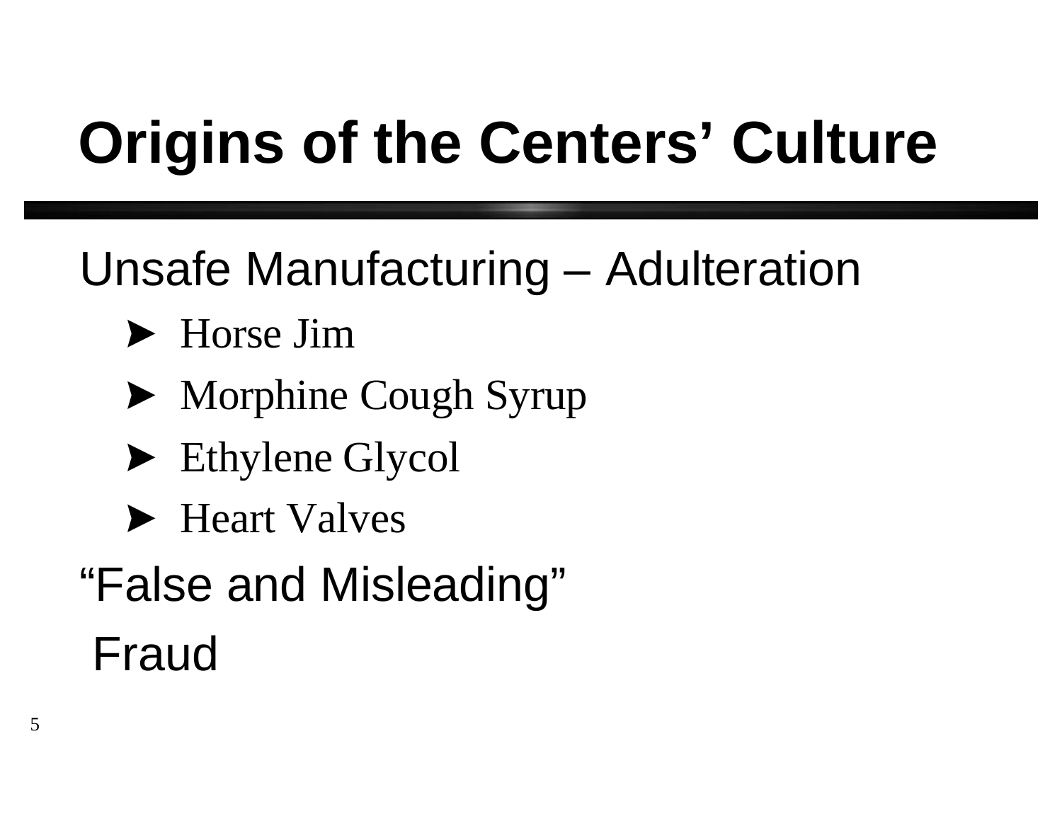# Origins of the Centers' Culture

Unsafe Manufacturing – Adulteration

- Horse Jim
- Morphine Cough Syrup
- Ethylene Glycol
- Heart Valves

"False and Misleading"

Fraud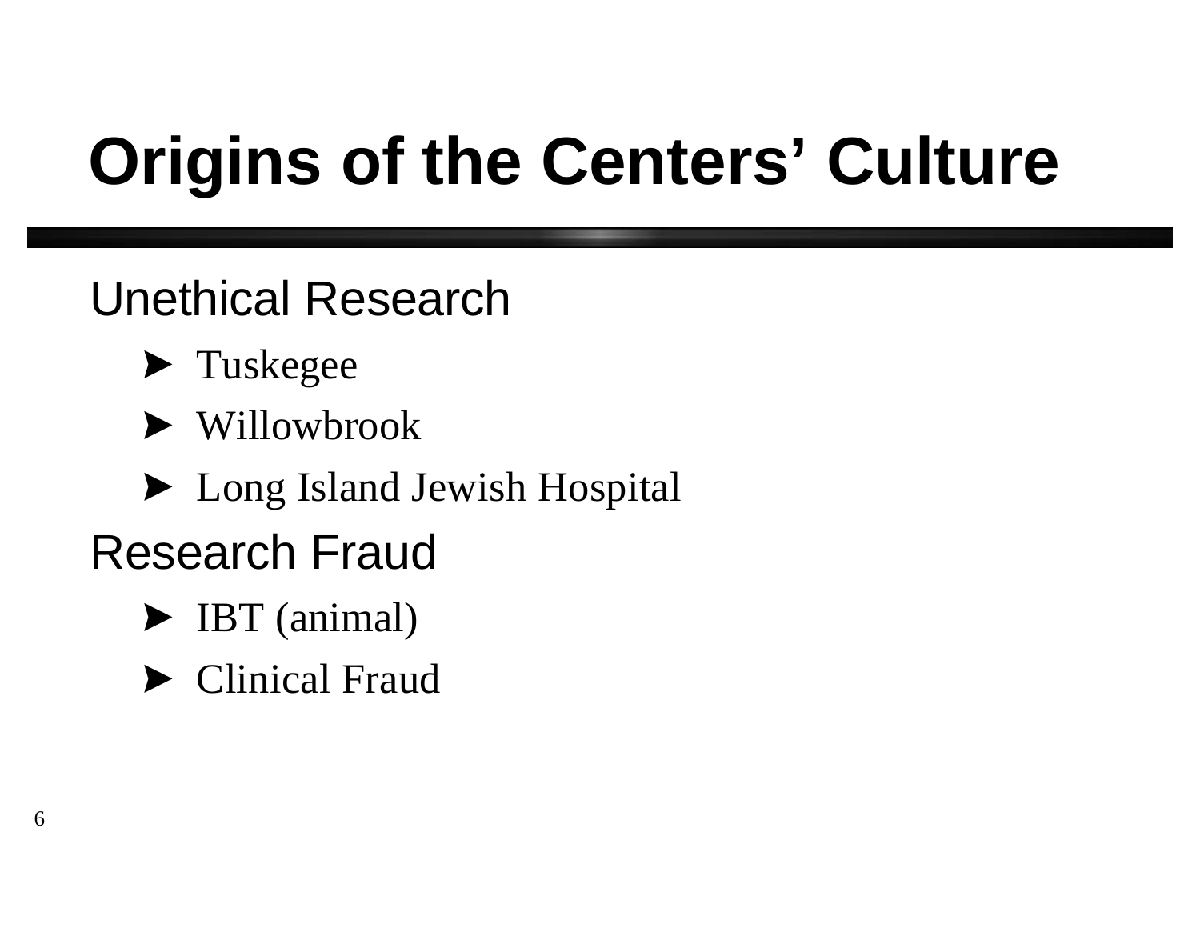# Origins of the Centers' Culture

Unethical Research

- Tuskegee
- Willowbrook
- Long Island Jewish Hospital

Research Fraud

- IBT (animal)
- Clinical Fraud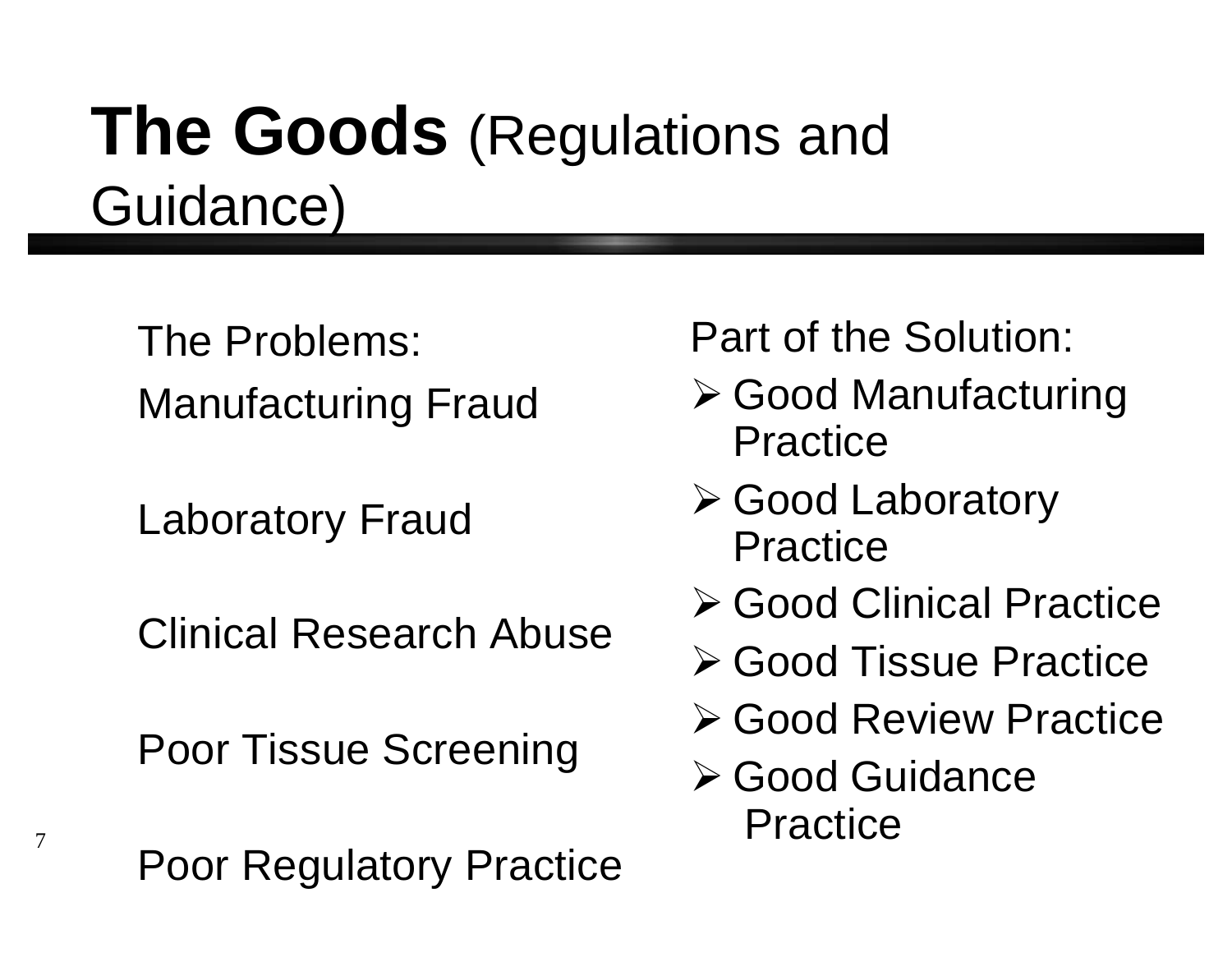# **The Goods** (Regulations and Guidance)

The Problems:

Manufacturing Fraud

Laboratory Fraud

Clinical Research Abuse

Poor Tissue Screening

Poor Regulatory Practice

Part of the Solution:

- Good Manufacturing Practice
- Good Laboratory Practice
- Good Clinical Practice
- Good Tissue Practice
- Good Review Practice
- Good Guidance Practice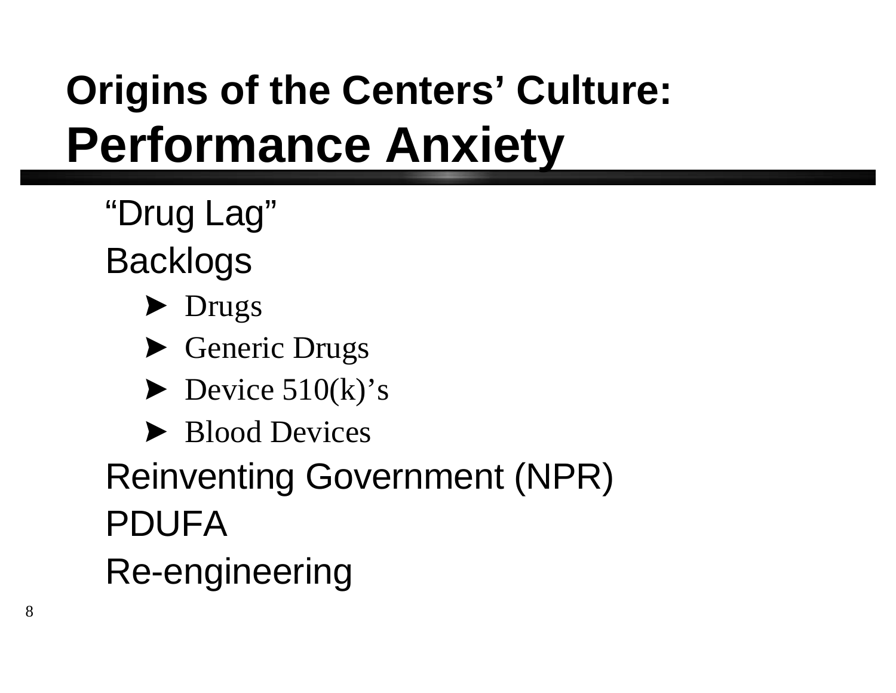# Origins of the Centers' Culture: Performance Anxiety

- "Drug Lag"
- Backlogs
  - Drugs
  - Generic Drugs
  - Device 510(k)'s
  - Blood Devices
- Reinventing Government (NPR)
- PDUFA
- Re-engineering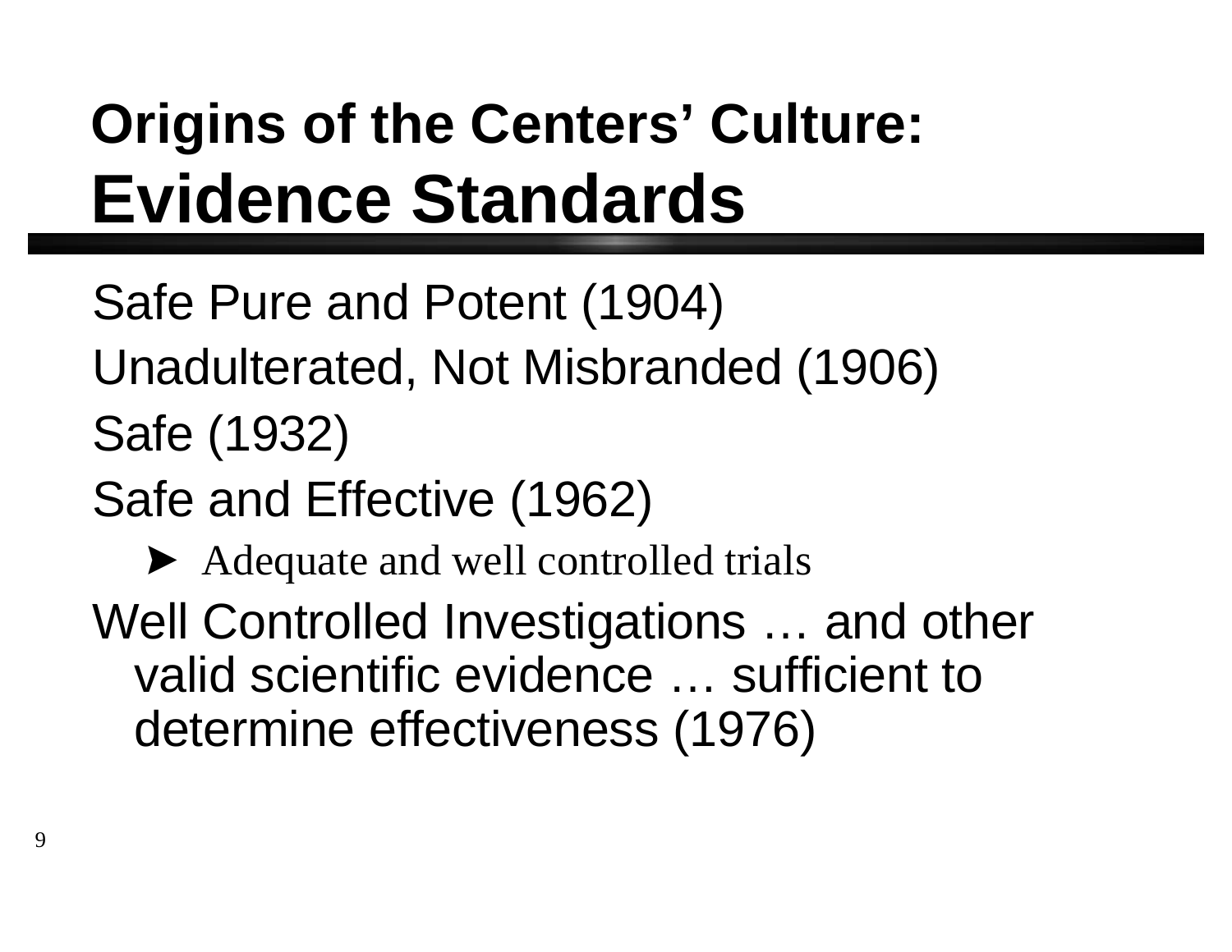# Origins of the Centers' Culture: Evidence Standards

- Safe Pure and Potent (1904)
- Unadulterated, Not Misbranded (1906)
- Safe (1932)
- Safe and Effective (1962)
  - Adequate and well controlled trials
- Well Controlled Investigations … and other valid scientific evidence … sufficient to determine effectiveness (1976)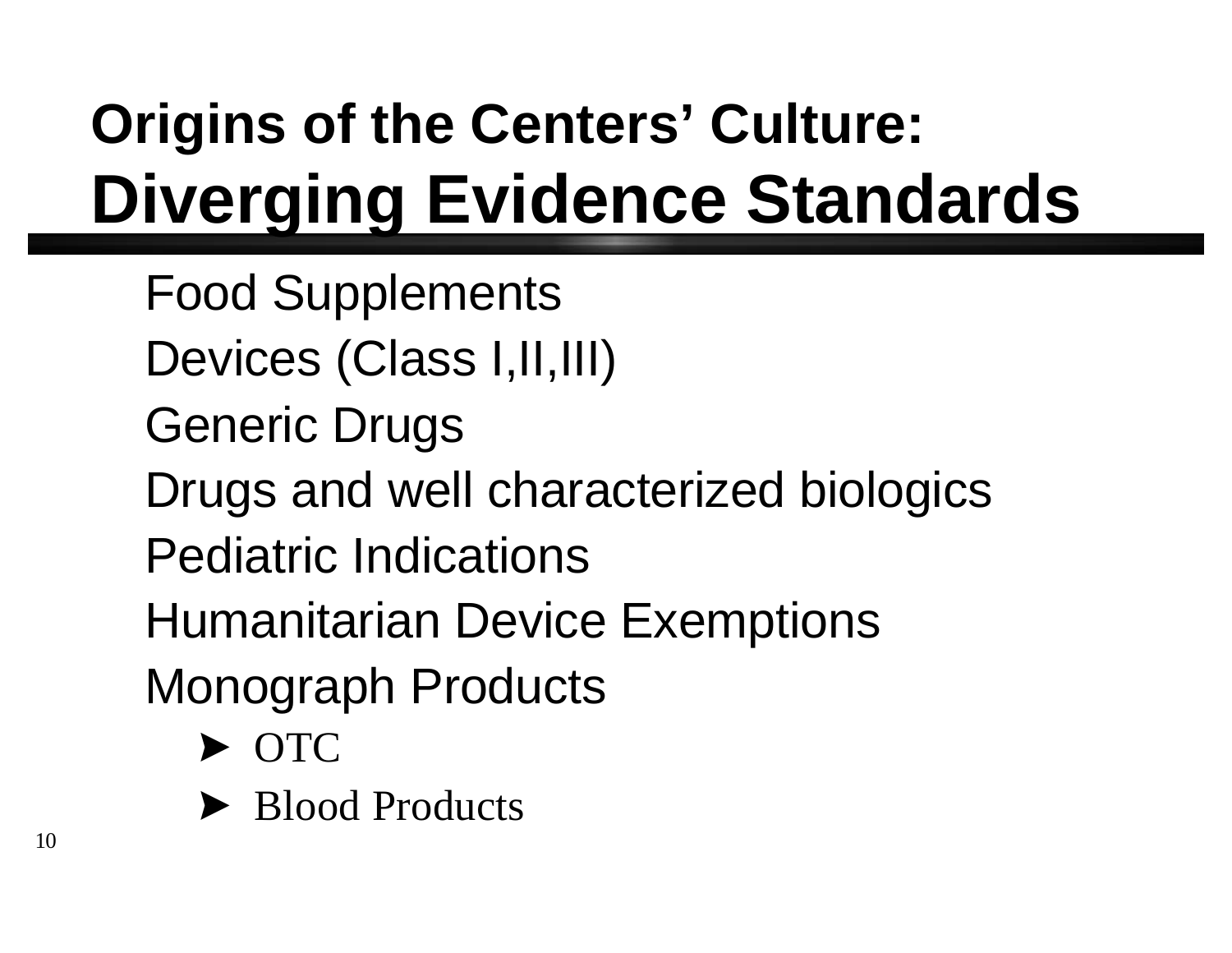# Origins of the Centers' Culture: Diverging Evidence Standards

- Food Supplements
- Devices (Class I,II,III)
- Generic Drugs
- Drugs and well characterized biologics
- Pediatric Indications
- Humanitarian Device Exemptions
- Monograph Products
  - OTC
  - Blood Products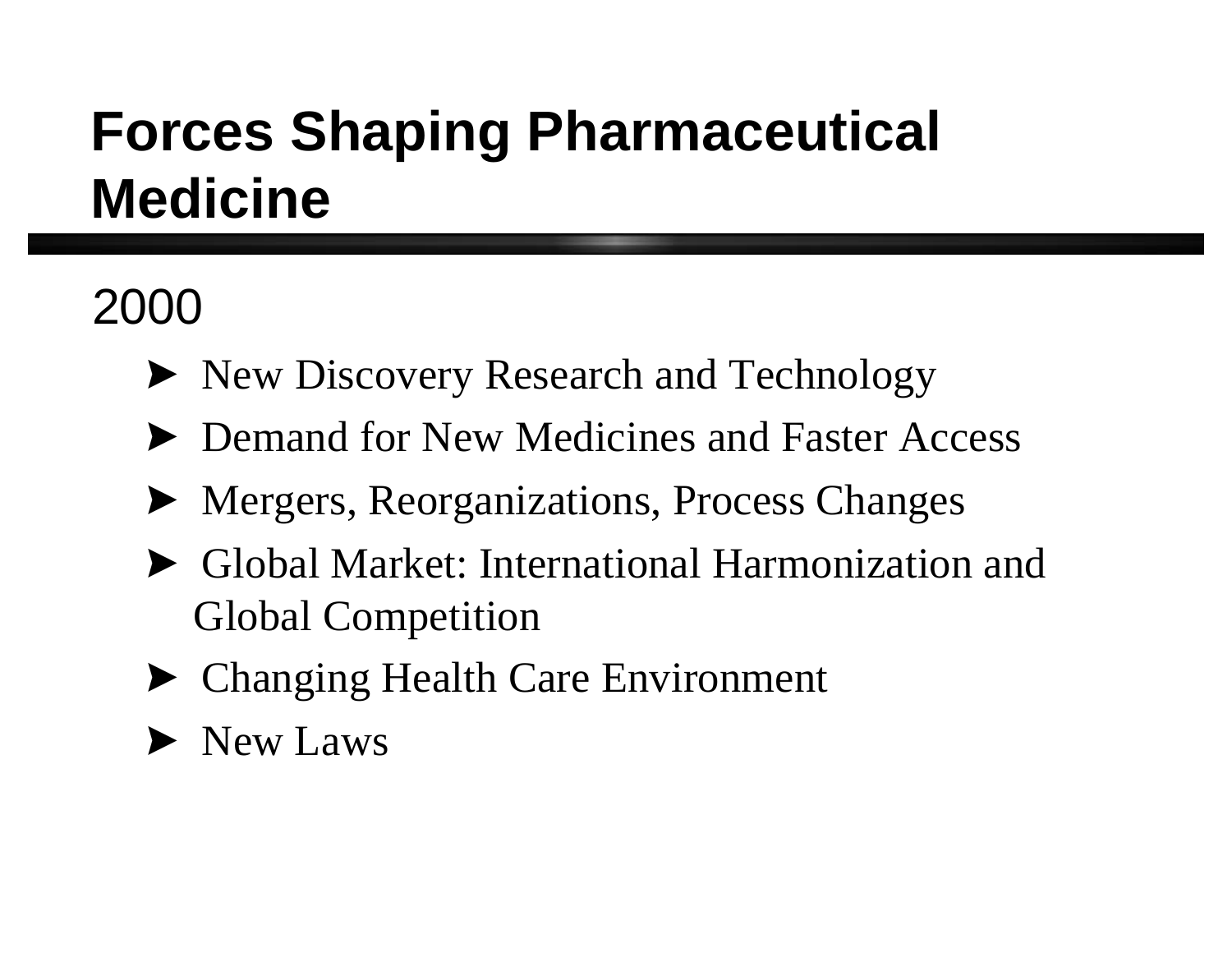# Forces Shaping Pharmaceutical Medicine

2000

- New Discovery Research and Technology
- Demand for New Medicines and Faster Access
- Mergers, Reorganizations, Process Changes
- Global Market: International Harmonization and Global Competition
- Changing Health Care Environment
- New Laws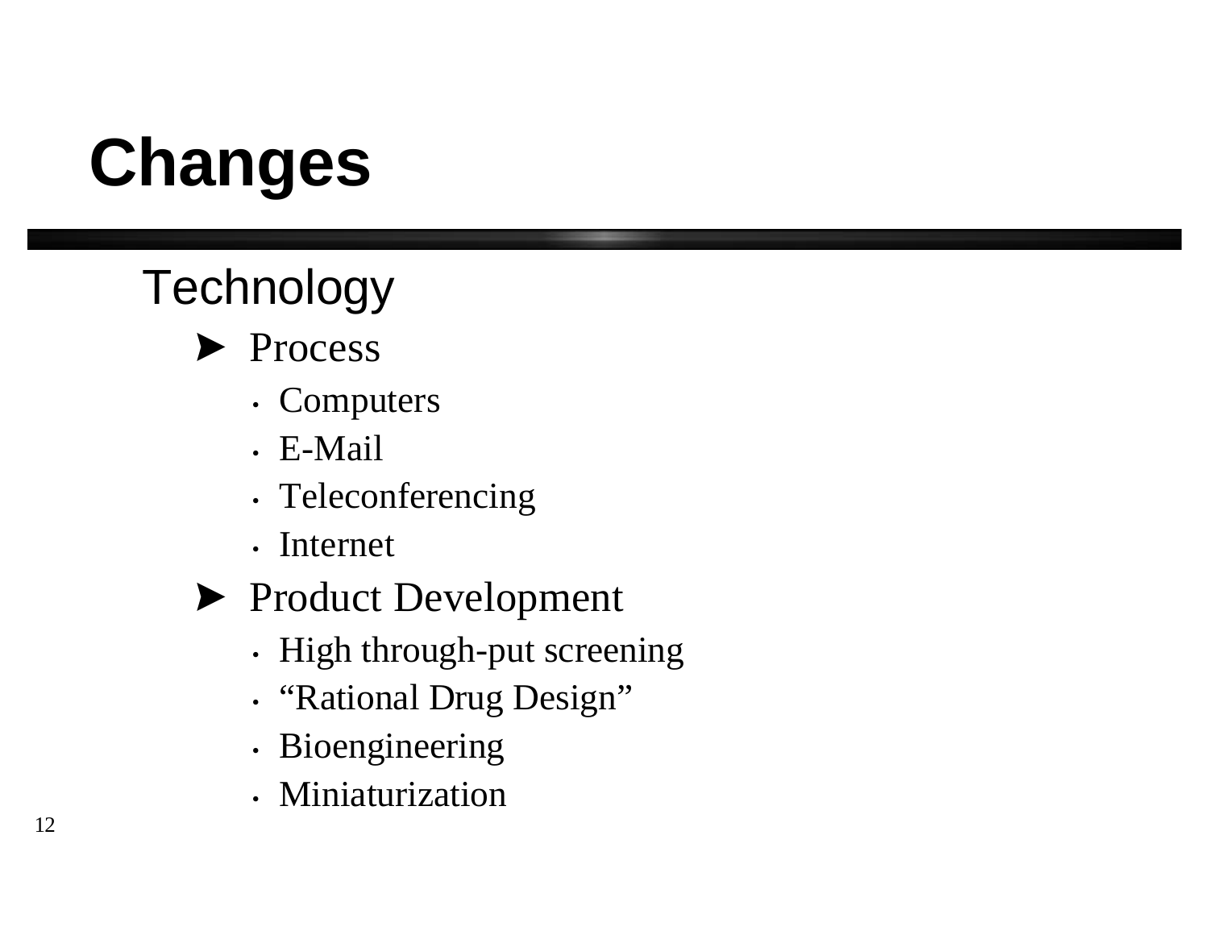# Changes

## Technology

- Process
  - Computers
  - E-Mail
  - Teleconferencing
  - Internet
- Product Development
  - High through-put screening
  - "Rational Drug Design"
  - Bioengineering
  - Miniaturization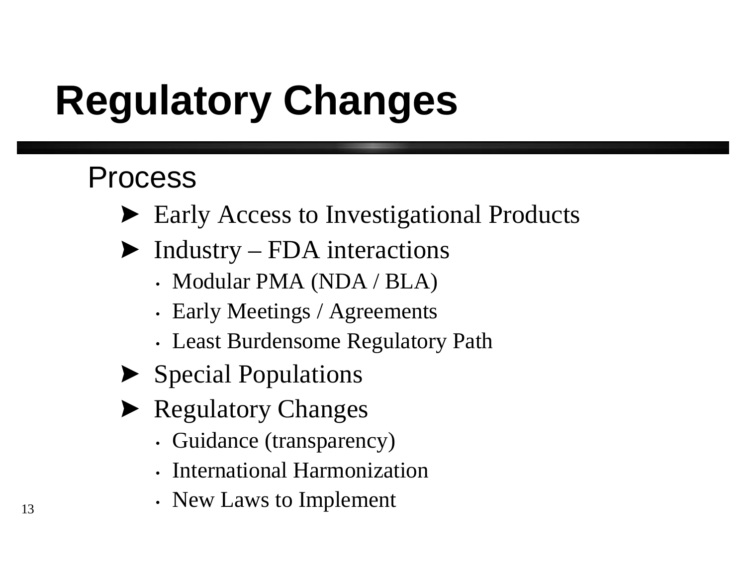# Regulatory Changes

## Process

- Early Access to Investigational Products
- Industry – FDA interactions
  - Modular PMA (NDA / BLA)
  - Early Meetings / Agreements
  - Least Burdensome Regulatory Path
- Special Populations
- Regulatory Changes
  - Guidance (transparency)
  - International Harmonization
  - New Laws to Implement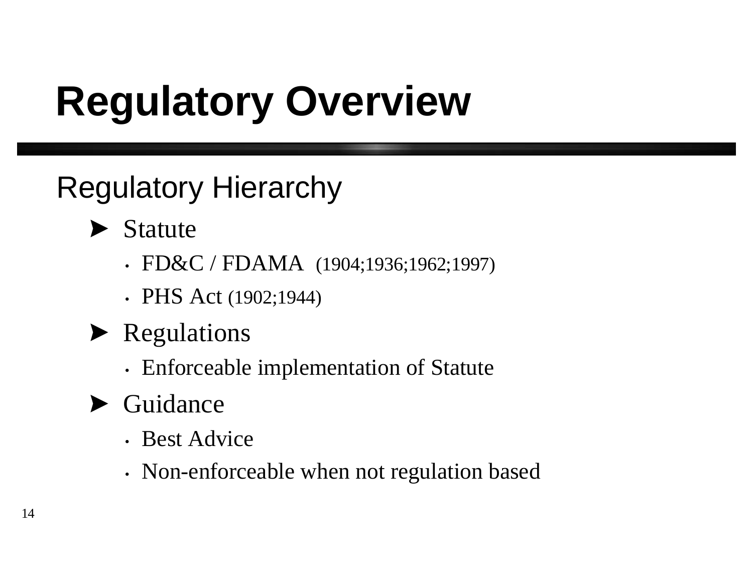# Regulatory Overview

## Regulatory Hierarchy

- Statute
  - FD&C / FDAMA (1904;1936;1962;1997)
  - PHS Act (1902;1944)
- Regulations
  - Enforceable implementation of Statute
- Guidance
  - Best Advice
  - Non-enforceable when not regulation based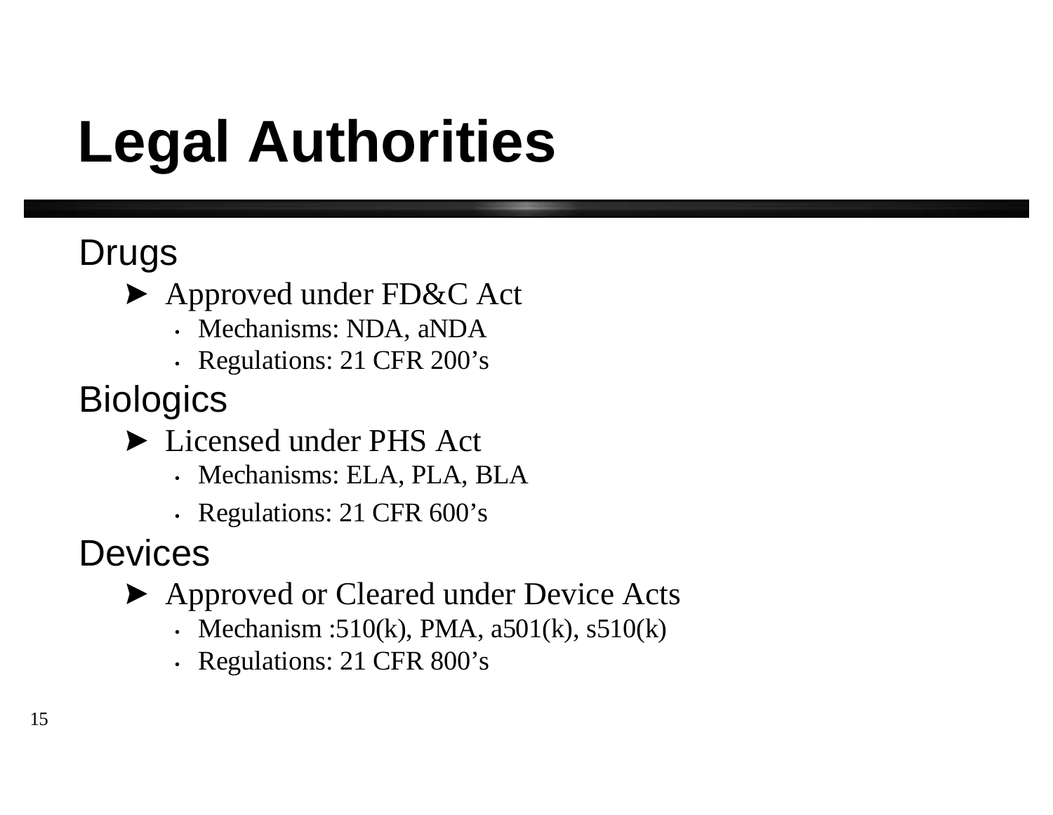# Legal Authorities

Drugs

- Approved under FD&C Act
  - Mechanisms: NDA, aNDA
  - Regulations: 21 CFR 200's

Biologics

- Licensed under PHS Act
  - Mechanisms: ELA, PLA, BLA
  - Regulations: 21 CFR 600's

Devices

- Approved or Cleared under Device Acts
  - Mechanism :510(k), PMA, a501(k), s510(k)
  - Regulations: 21 CFR 800's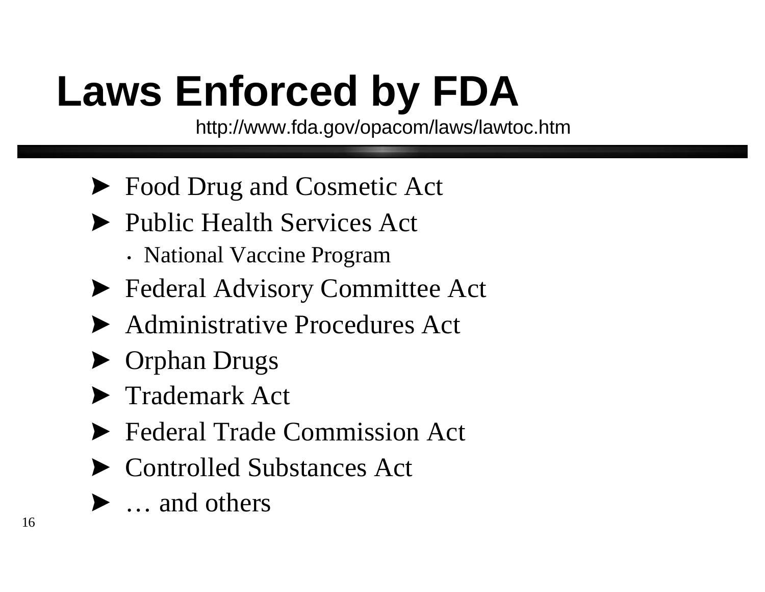# Laws Enforced by FDA

http://www.fda.gov/opacom/laws/lawtoc.htm

- Food Drug and Cosmetic Act
- Public Health Services Act
  - National Vaccine Program
- Federal Advisory Committee Act
- Administrative Procedures Act
- Orphan Drugs
- Trademark Act
- Federal Trade Commission Act
- Controlled Substances Act
- … and others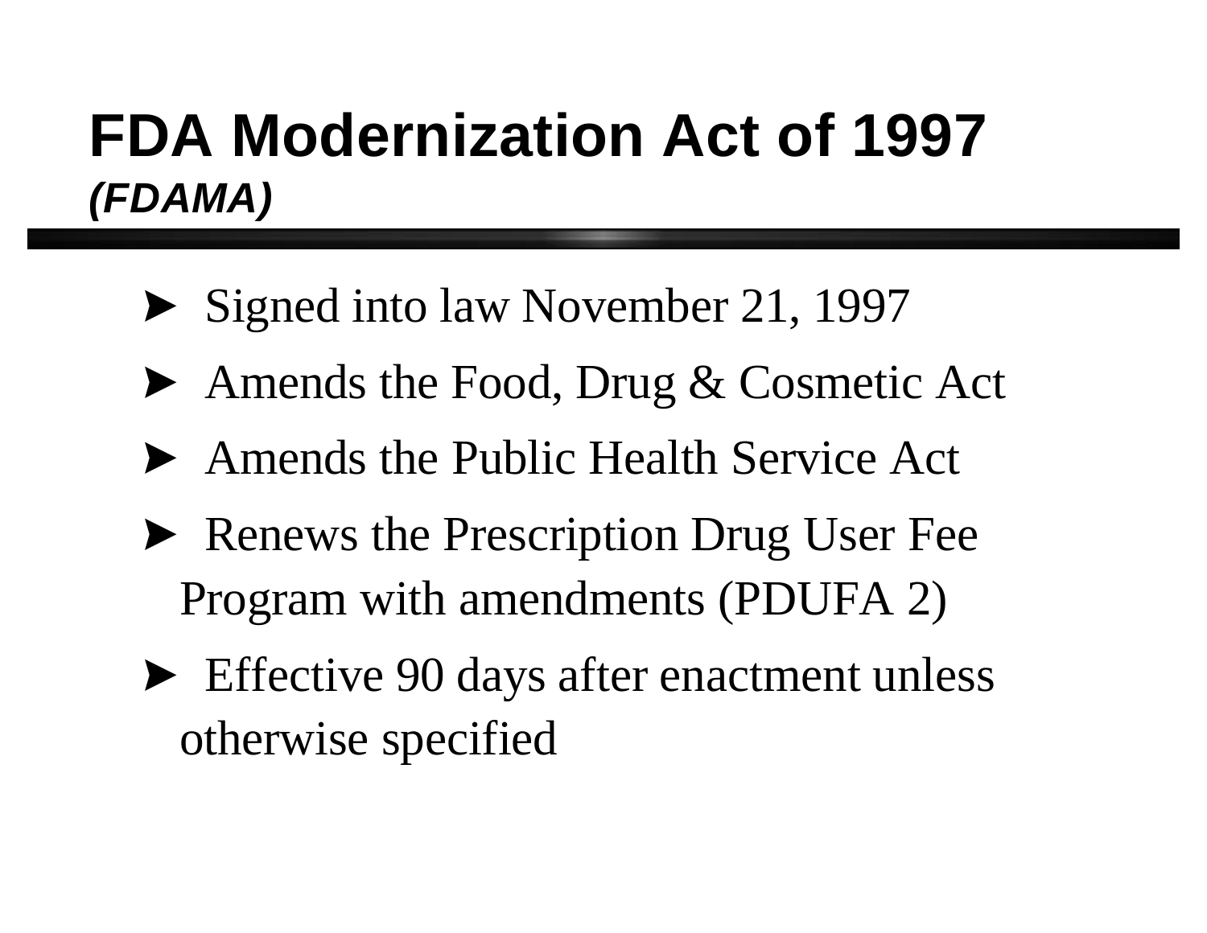# FDA Modernization Act of 1997

***(FDAMA)***

- Signed into law November 21, 1997
- Amends the Food, Drug & Cosmetic Act
- Amends the Public Health Service Act
- Renews the Prescription Drug User Fee Program with amendments (PDUFA 2)
- Effective 90 days after enactment unless otherwise specified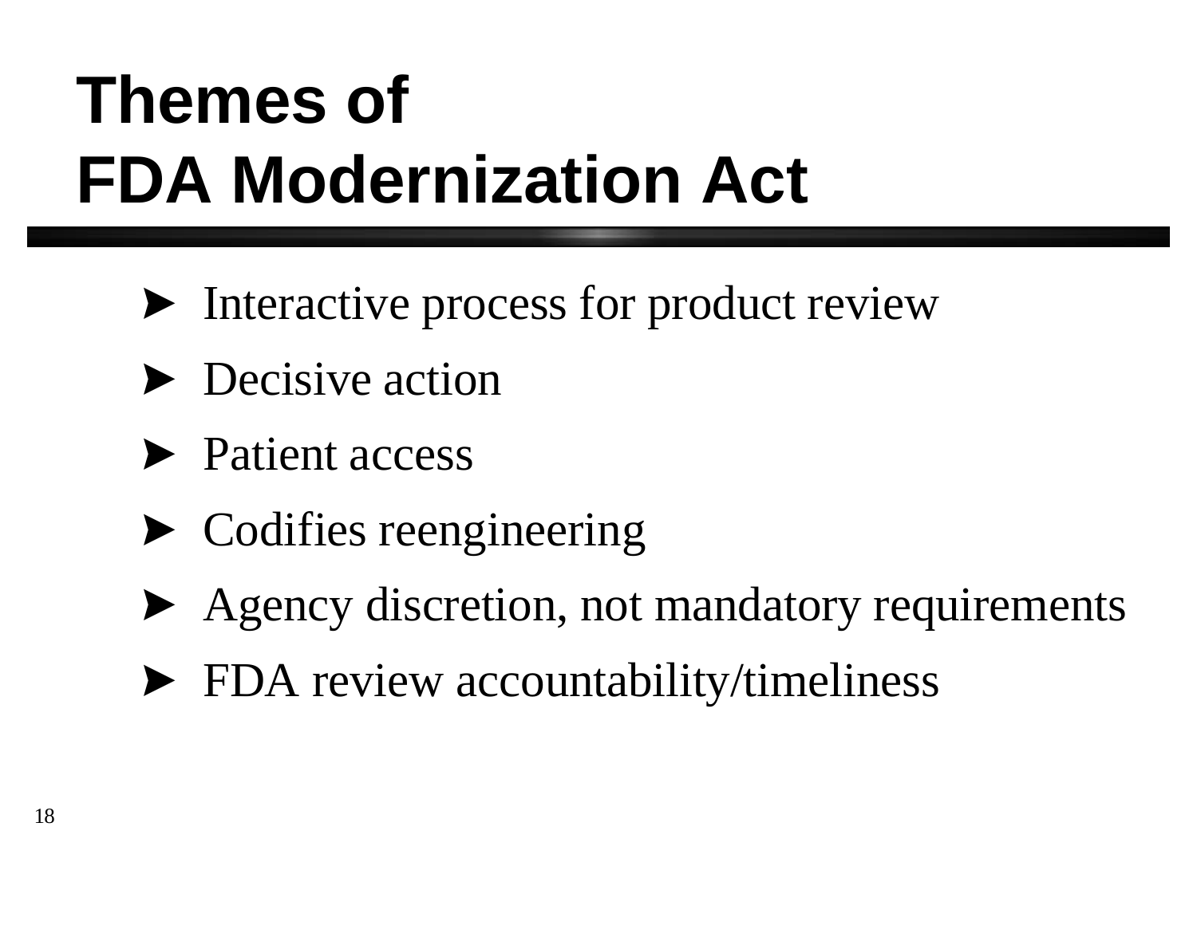# Themes of FDA Modernization Act

- Interactive process for product review
- Decisive action
- Patient access
- Codifies reengineering
- Agency discretion, not mandatory requirements
- FDA review accountability/timeliness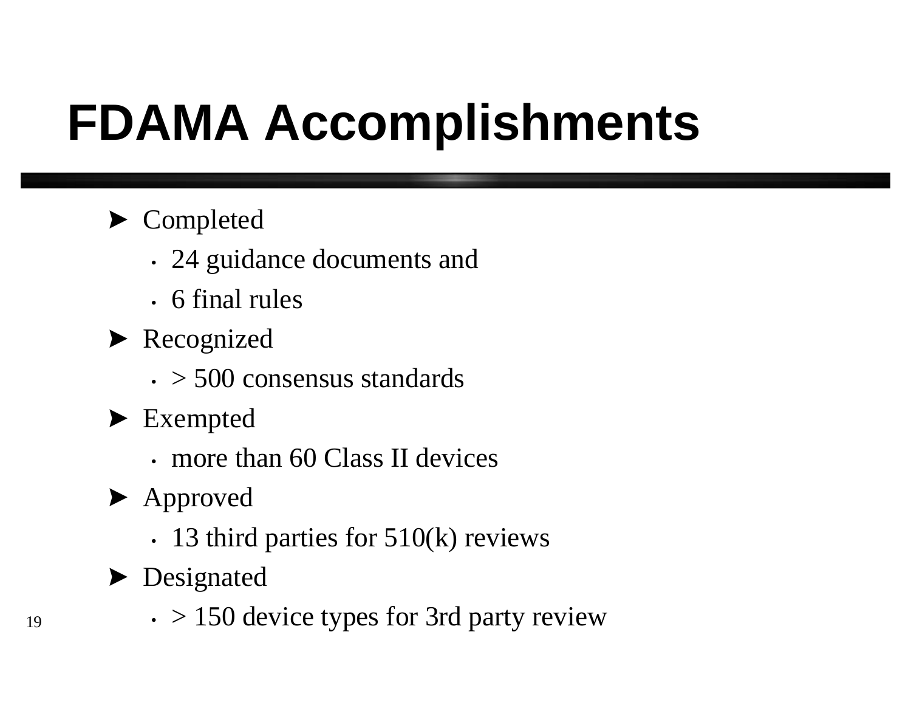# FDAMA Accomplishments

- Completed
  - 24 guidance documents and
  - 6 final rules
- Recognized
  - > 500 consensus standards
- Exempted
  - more than 60 Class II devices
- Approved
  - 13 third parties for 510(k) reviews
- Designated
  - > 150 device types for 3rd party review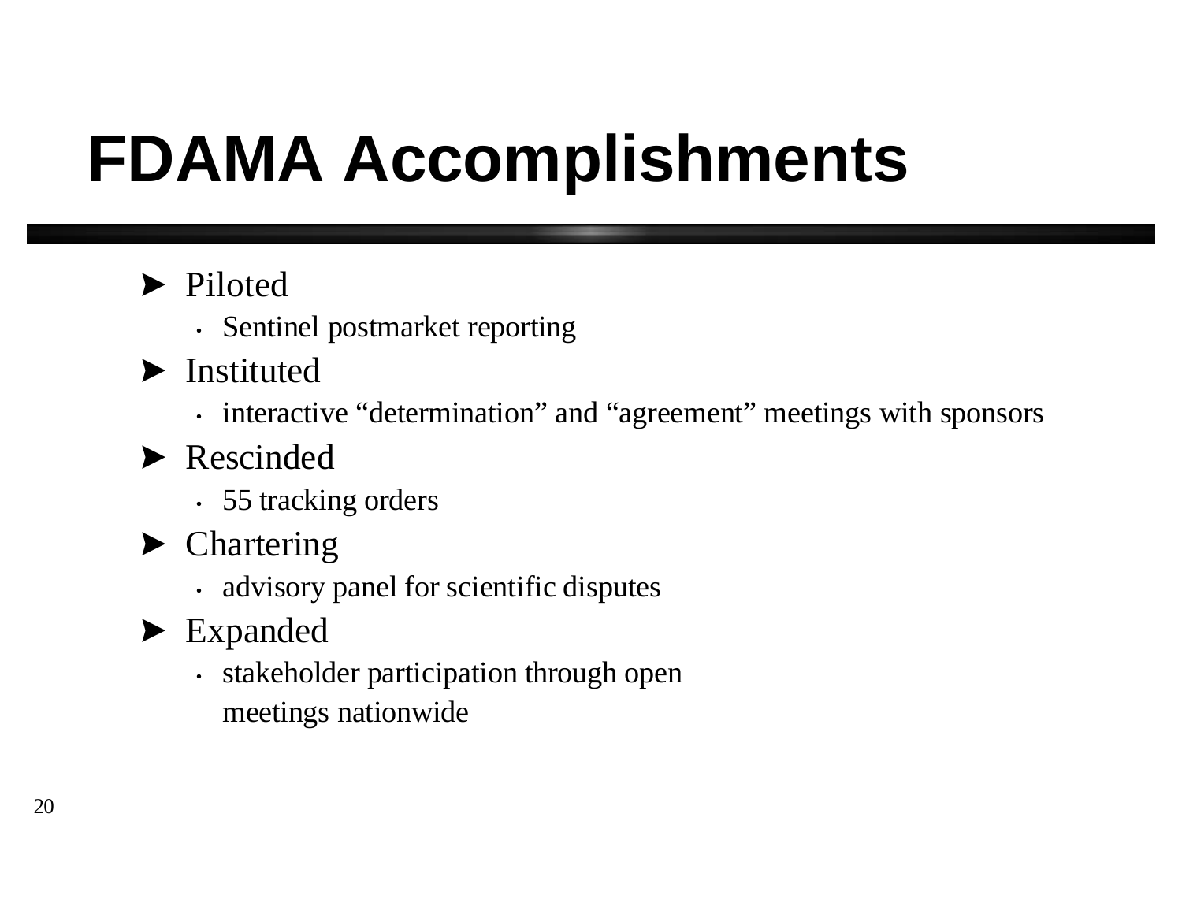# FDAMA Accomplishments

- Piloted
  - Sentinel postmarket reporting
- Instituted
  - interactive "determination" and "agreement" meetings with sponsors
- Rescinded
  - 55 tracking orders
- Chartering
  - advisory panel for scientific disputes
- Expanded
  - stakeholder participation through open meetings nationwide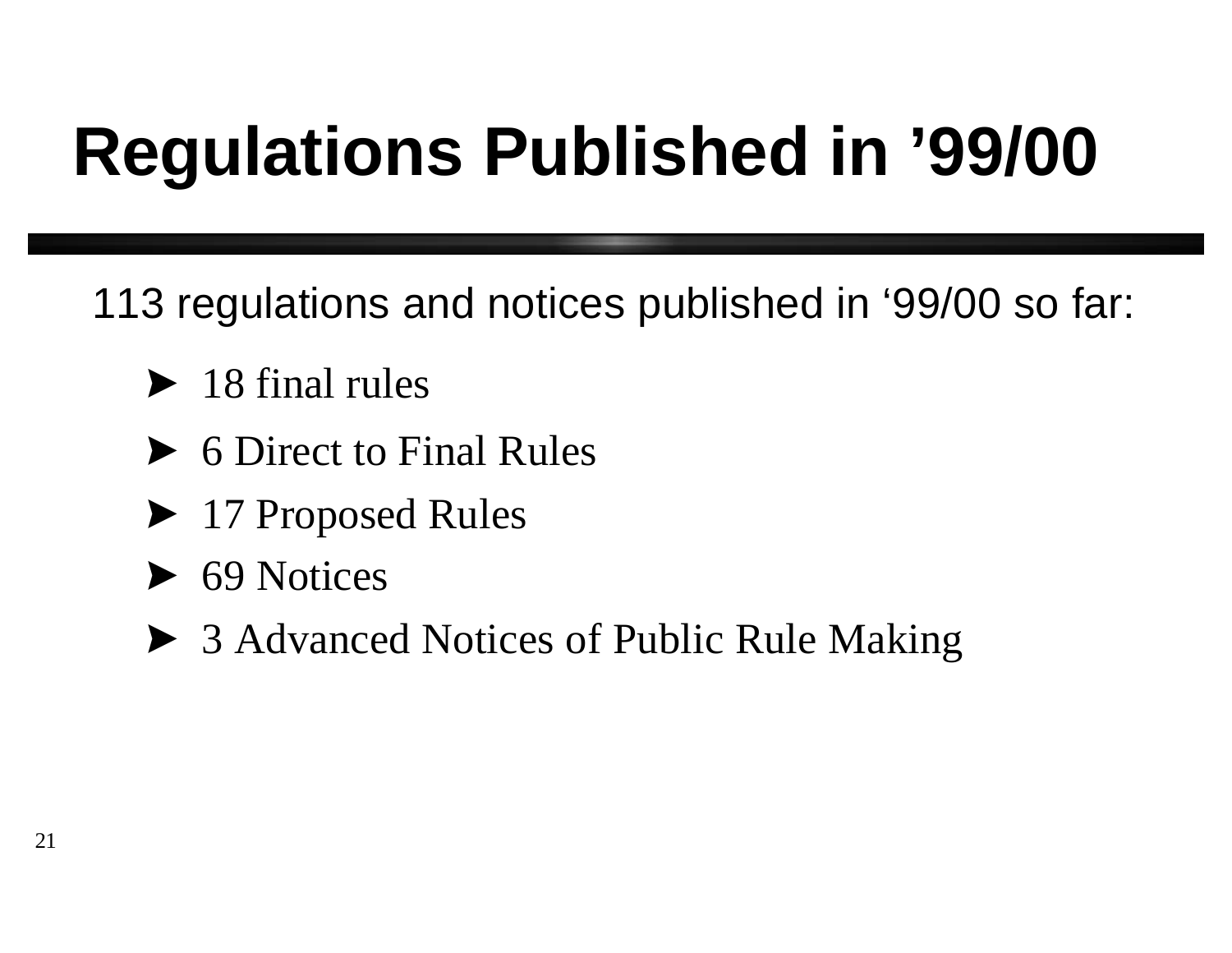# Regulations Published in ’99/00

113 regulations and notices published in ‘99/00 so far:

- 18 final rules
- 6 Direct to Final Rules
- 17 Proposed Rules
- 69 Notices
- 3 Advanced Notices of Public Rule Making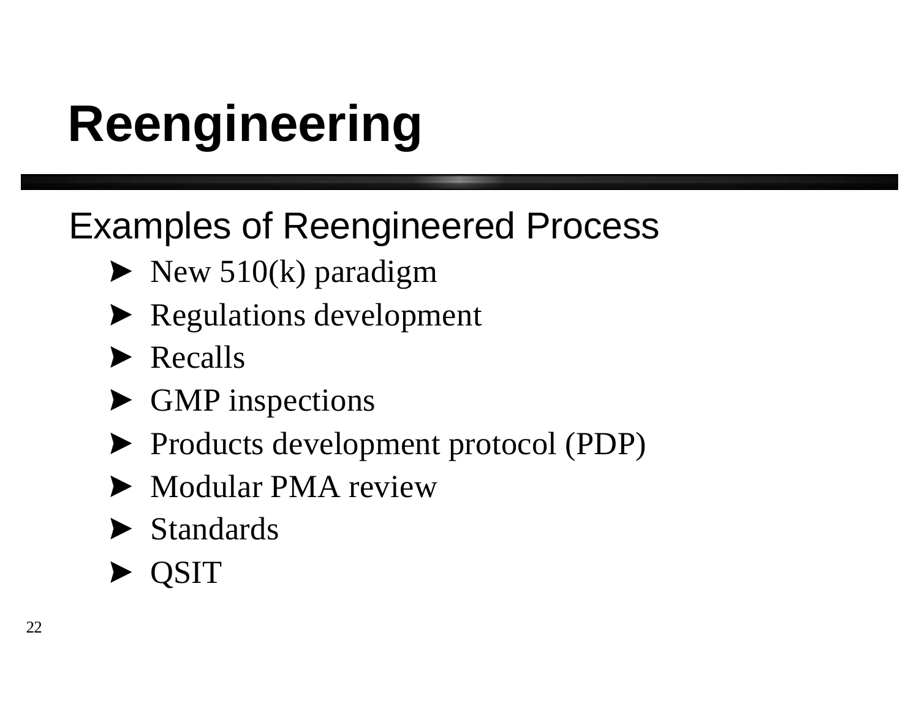# Reengineering

## Examples of Reengineered Process

- New 510(k) paradigm
- Regulations development
- Recalls
- GMP inspections
- Products development protocol (PDP)
- Modular PMA review
- Standards
- QSIT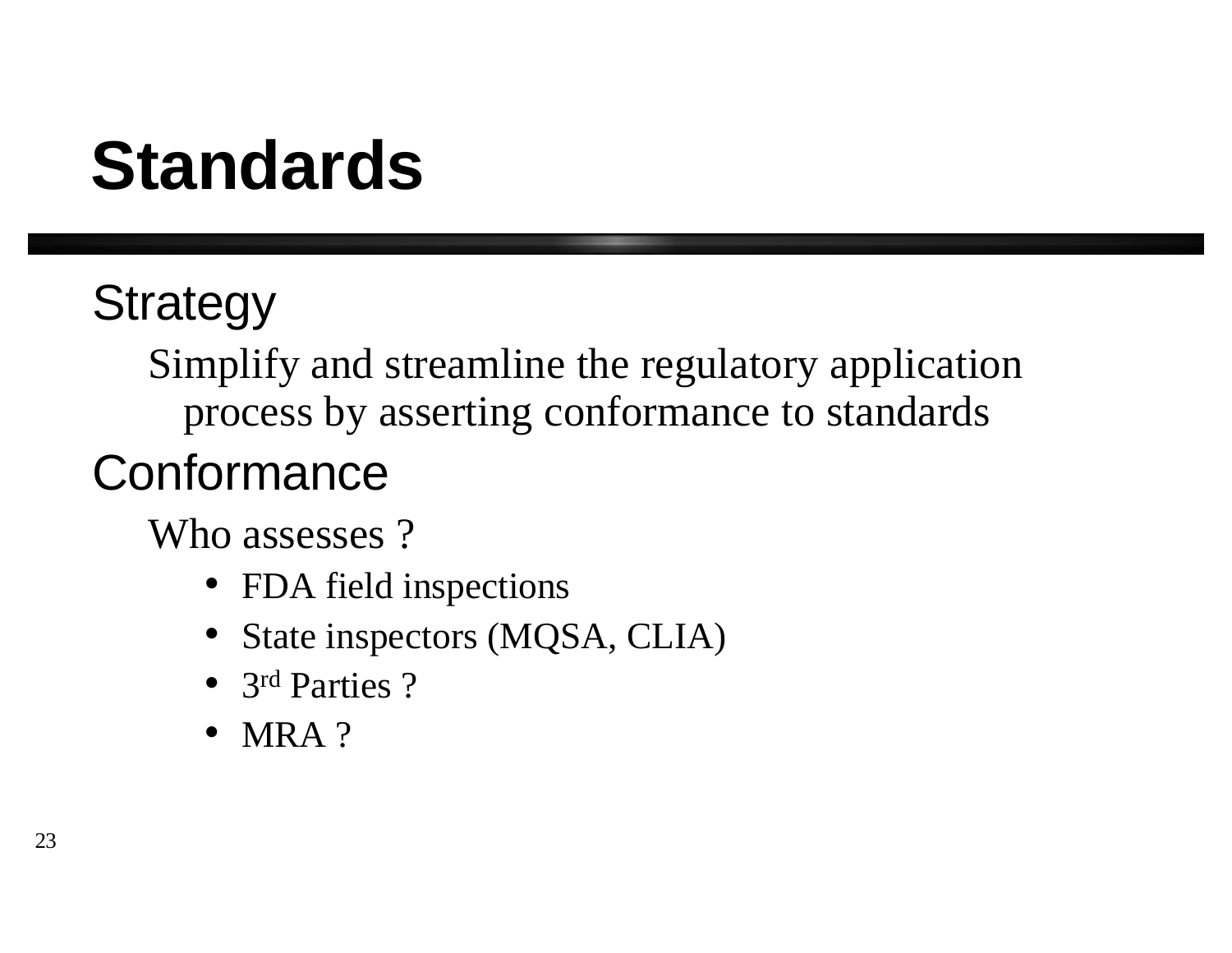# Standards

## Strategy

Simplify and streamline the regulatory application process by asserting conformance to standards

## Conformance

Who assesses ?

- FDA field inspections
- State inspectors (MQSA, CLIA)
- 3rd Parties ?
- MRA ?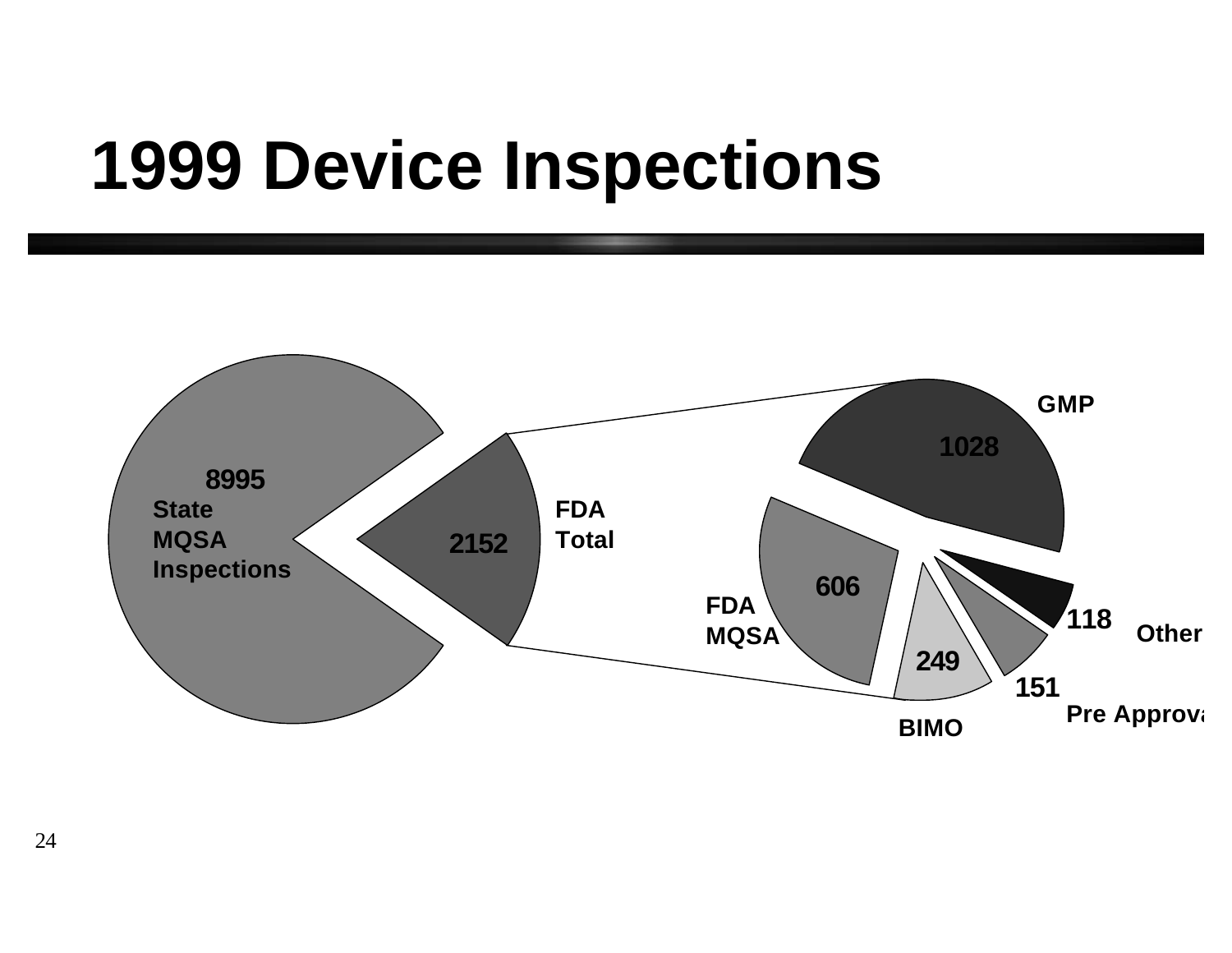# 1999 Device Inspections

8995
State
MQSA
Inspections

2152
FDA
Total

GMP
1028

606
FDA
MQSA

249
BIMO

151
Pre Approva

118
Other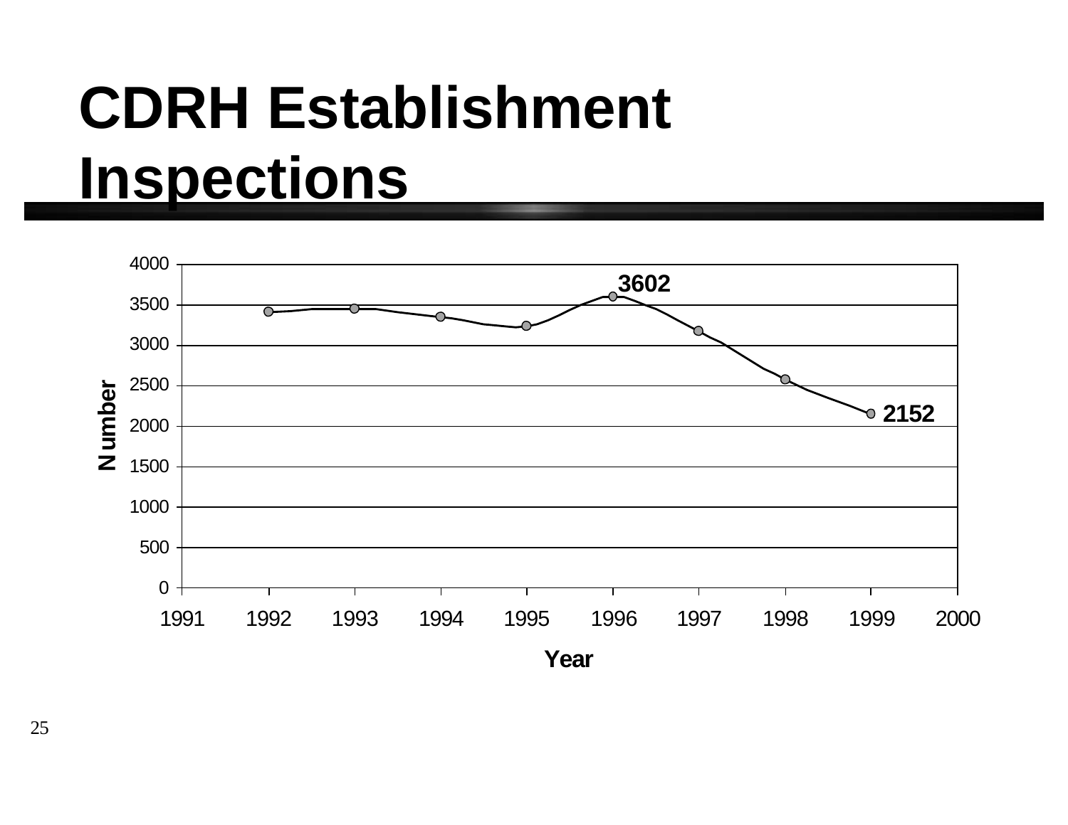# CDRH Establishment Inspections

| Year | Number |
|---|---|
| 1996 | 3602 |
| 1999 | 2152 |

Number

Year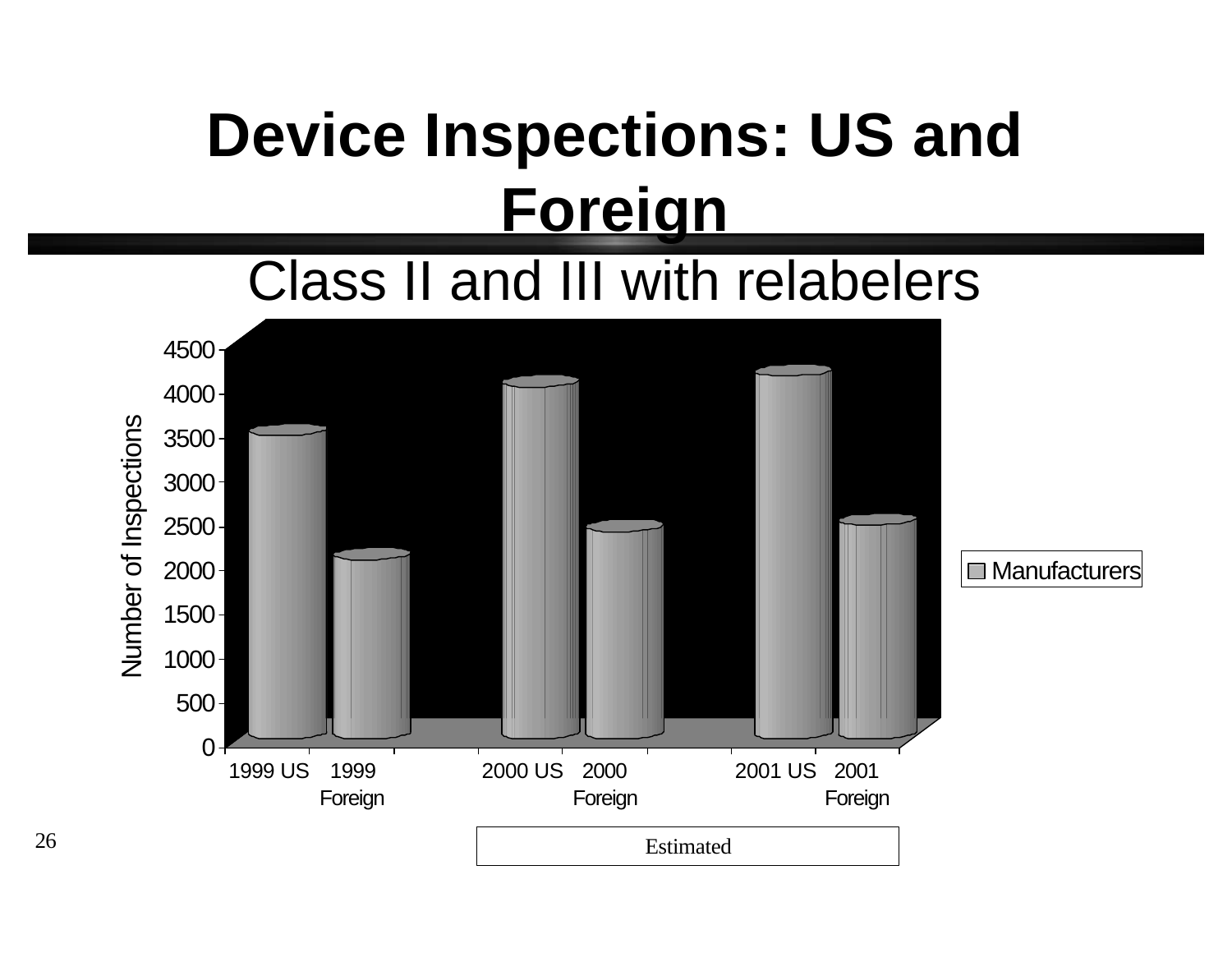# Device Inspections: US and Foreign

## Class II and III with relabelers

| | Manufacturers |
|---|---|
| 1999 US | ~3500 |
| 1999 Foreign | ~2100 |
| 2000 US | ~4050 |
| 2000 Foreign | ~2450 |
| 2001 US | ~4200 |
| 2001 Foreign | ~2500 |

Number of Inspections

Estimated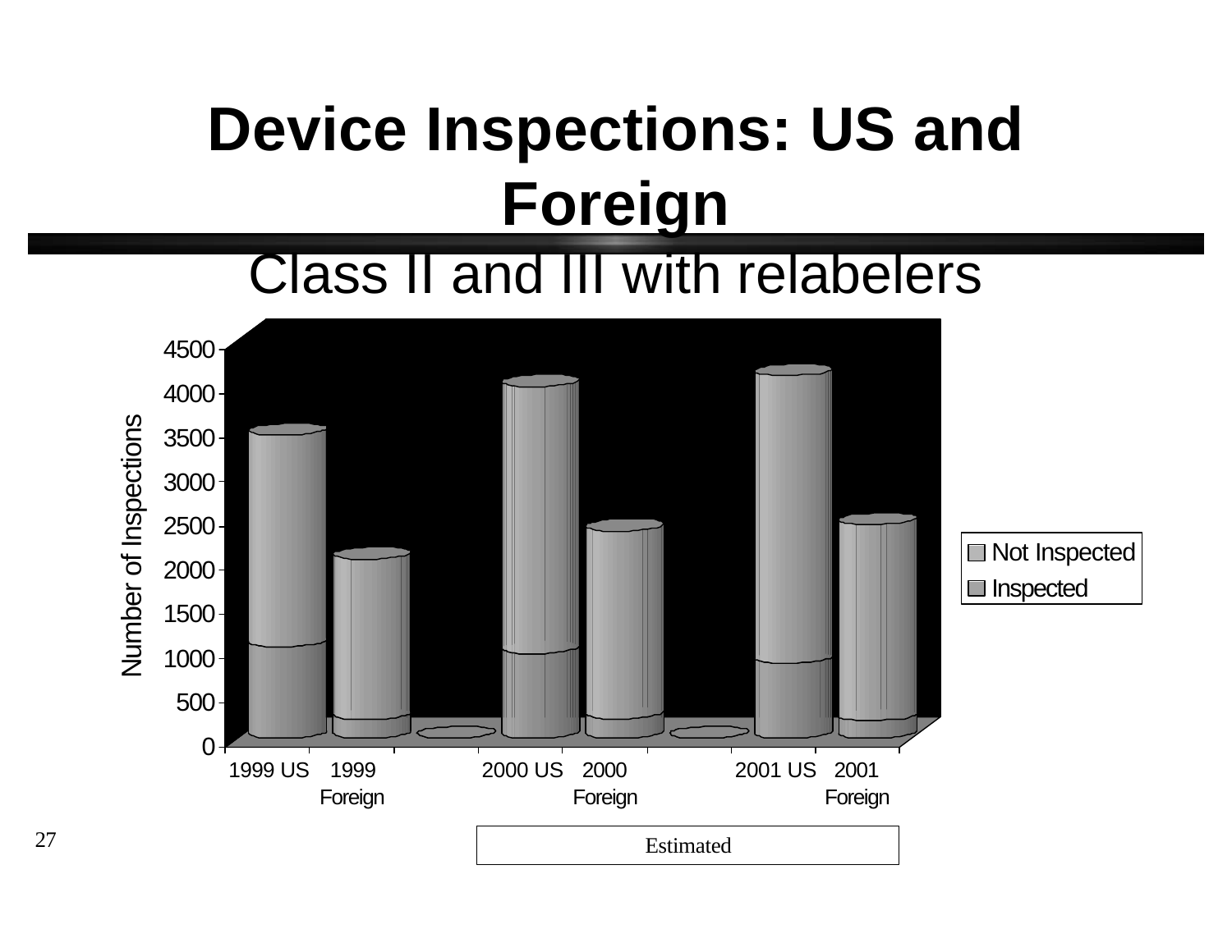# Device Inspections: US and Foreign

## Class II and III with relabelers

Number of Inspections

4500
4000
3500
3000
2500
2000
1500
1000
500
0

1999 US | 1999 Foreign | 2000 US | 2000 Foreign | 2001 US | 2001 Foreign

Not Inspected
Inspected

Estimated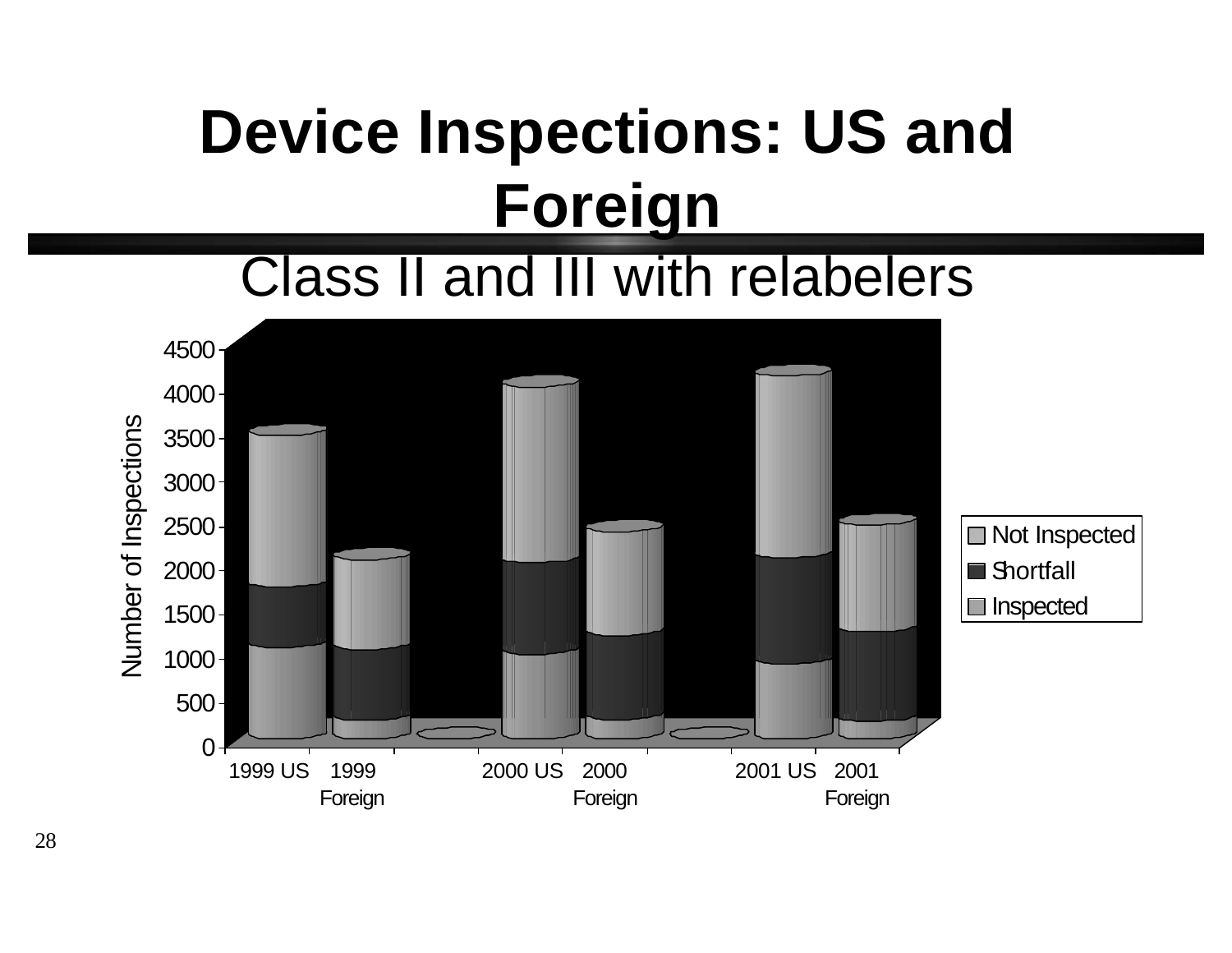# Device Inspections: US and Foreign

## Class II and III with relabelers

Number of Inspections

4500
4000
3500
3000
2500
2000
1500
1000
500
0

1999 US | 1999 Foreign | 2000 US | 2000 Foreign | 2001 US | 2001 Foreign

- Not Inspected
- Shortfall
- Inspected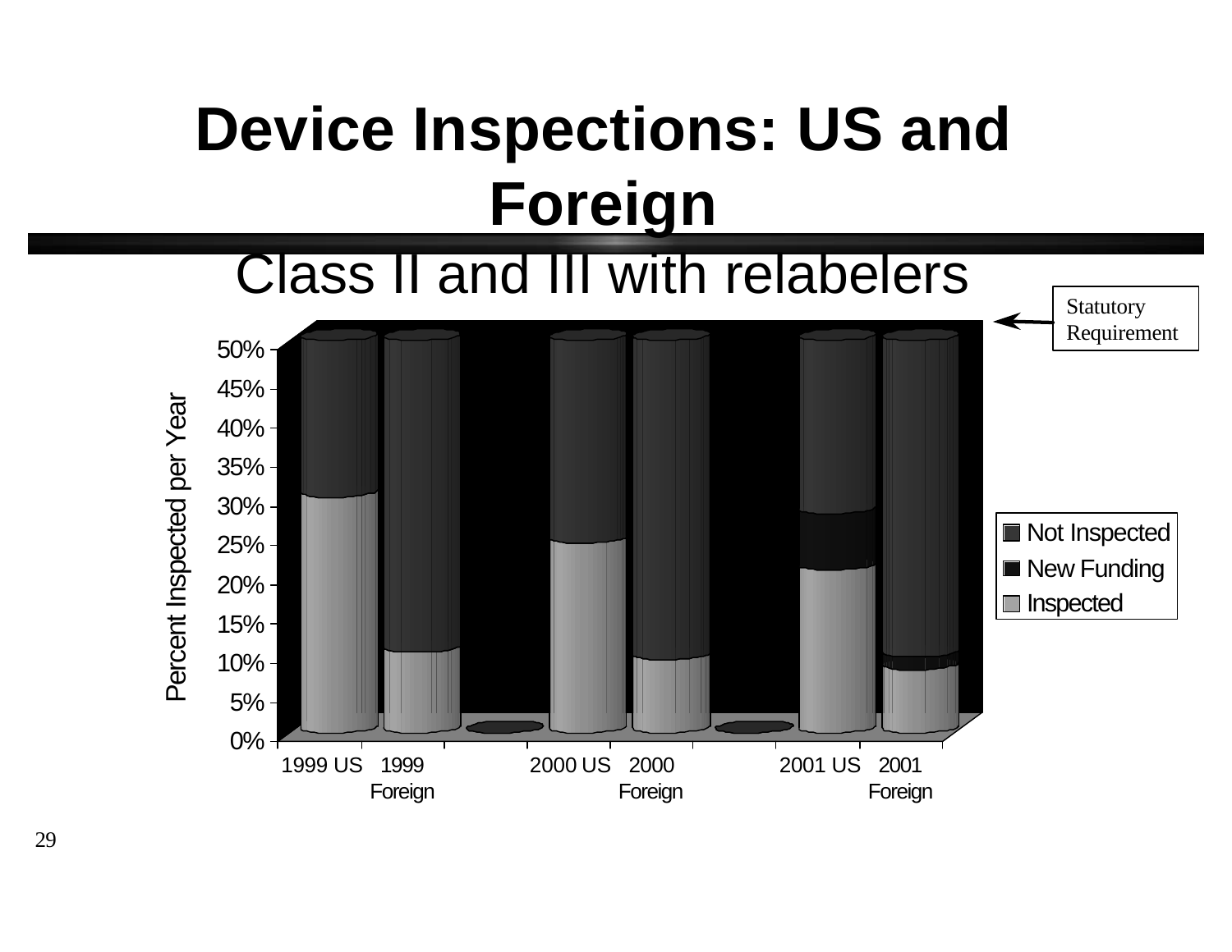# Device Inspections: US and Foreign

## Class II and III with relabelers

Statutory Requirement

Percent Inspected per Year

0%, 5%, 10%, 15%, 20%, 25%, 30%, 35%, 40%, 45%, 50%

1999 US | 1999 Foreign | 2000 US | 2000 Foreign | 2001 US | 2001 Foreign

- Not Inspected
- New Funding
- Inspected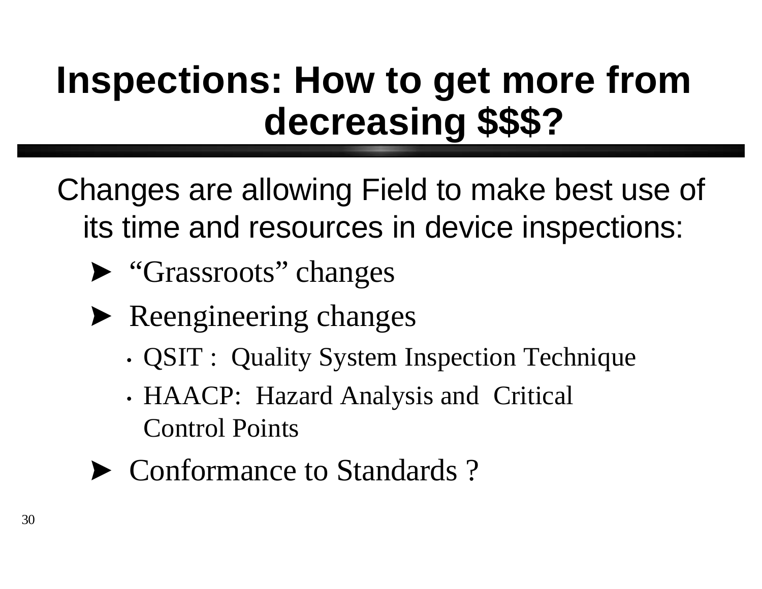# Inspections: How to get more from decreasing $$$?

Changes are allowing Field to make best use of its time and resources in device inspections:

- "Grassroots" changes
- Reengineering changes
  - QSIT : Quality System Inspection Technique
  - HAACP: Hazard Analysis and Critical Control Points
- Conformance to Standards ?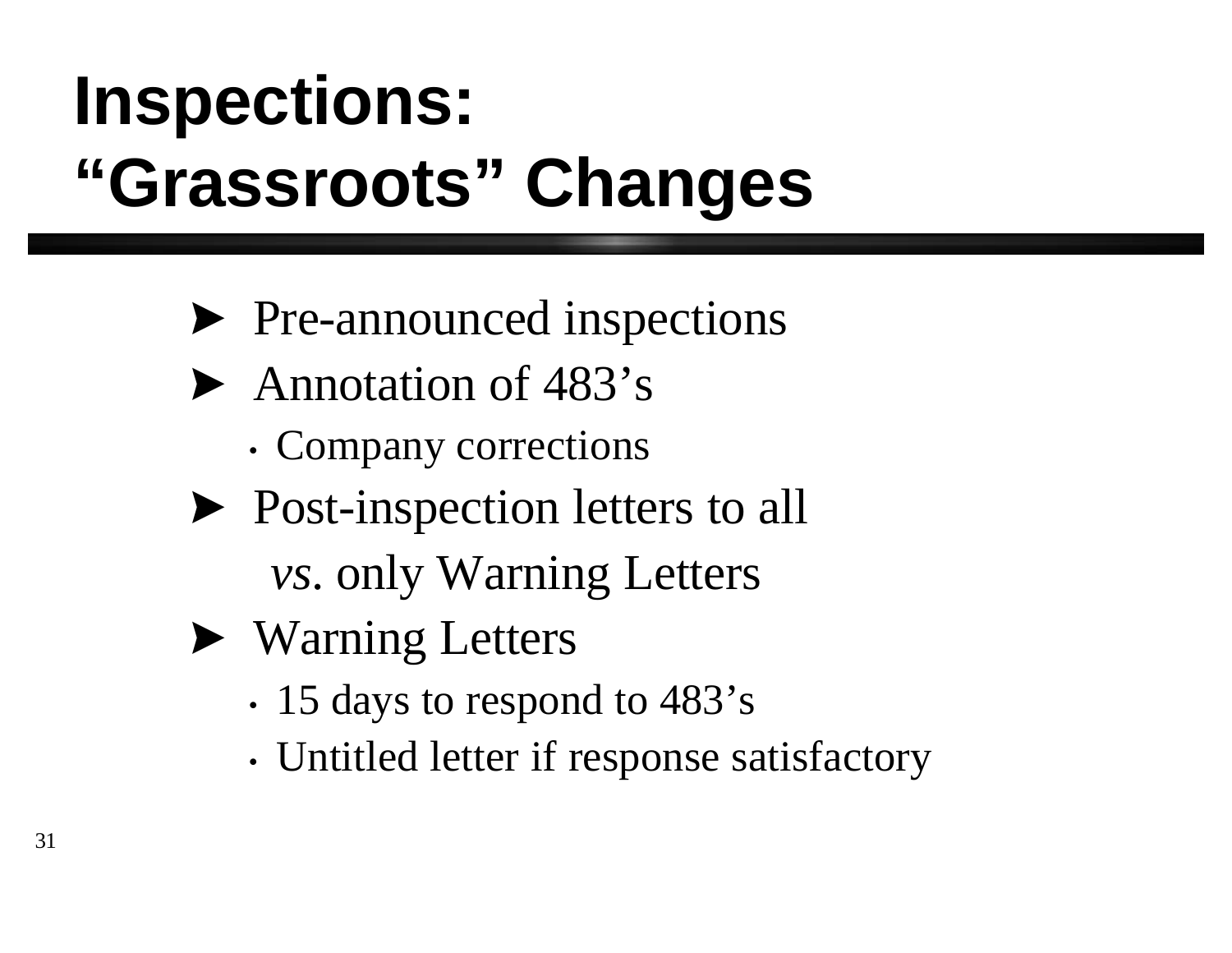# Inspections: "Grassroots" Changes

- Pre-announced inspections
- Annotation of 483's
  - Company corrections
- Post-inspection letters to all *vs.* only Warning Letters
- Warning Letters
  - 15 days to respond to 483's
  - Untitled letter if response satisfactory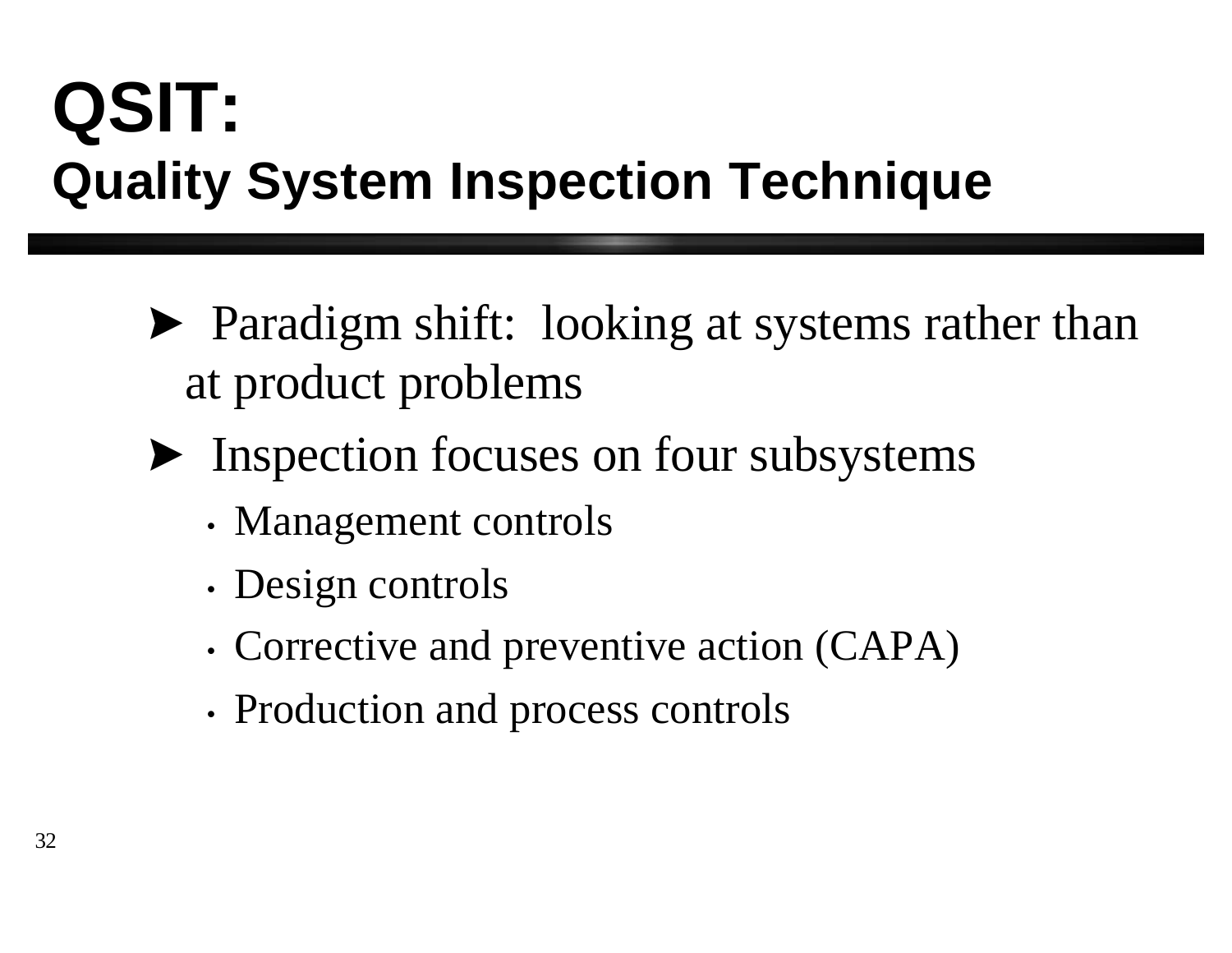# QSIT:
## Quality System Inspection Technique

- Paradigm shift: looking at systems rather than at product problems
- Inspection focuses on four subsystems
  - Management controls
  - Design controls
  - Corrective and preventive action (CAPA)
  - Production and process controls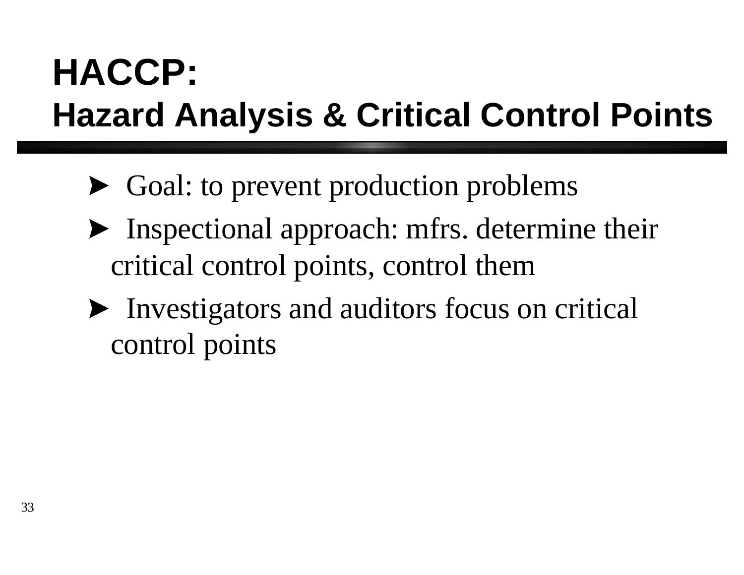# HACCP:
## Hazard Analysis & Critical Control Points

- Goal: to prevent production problems
- Inspectional approach: mfrs. determine their critical control points, control them
- Investigators and auditors focus on critical control points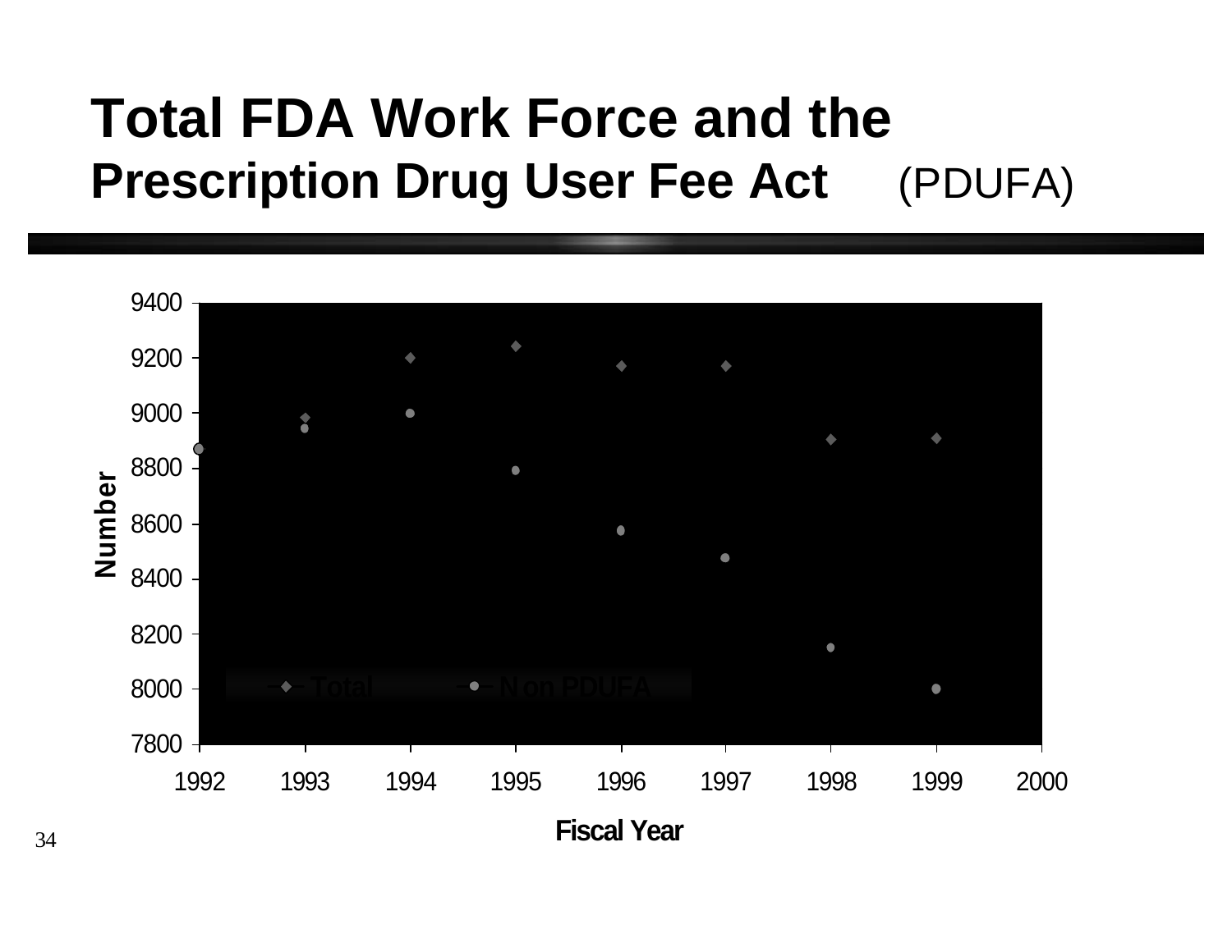# Total FDA Work Force and the Prescription Drug User Fee Act (PDUFA)

Number

9400
9200
9000
8800
8600
8400
8200
8000
7800

Total    Non PDUFA

1992 1993 1994 1995 1996 1997 1998 1999 2000

Fiscal Year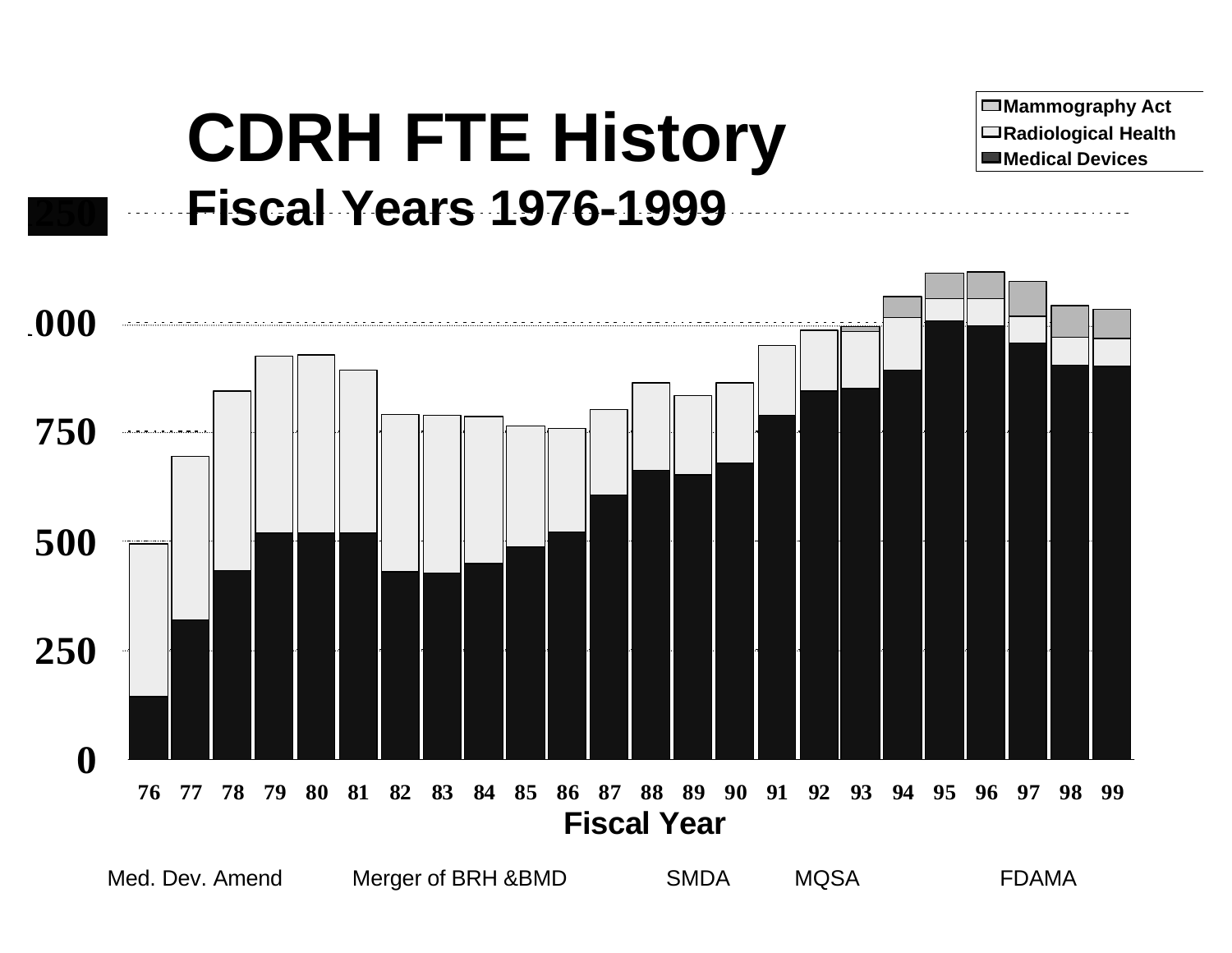# CDRH FTE History

## Fiscal Years 1976-1999

Mammography Act
Radiological Health
Medical Devices

1250
1000
750
500
250
0

76 77 78 79 80 81 82 83 84 85 86 87 88 89 90 91 92 93 94 95 96 97 98 99

Fiscal Year

Med. Dev. Amend    Merger of BRH &BMD    SMDA    MQSA    FDAMA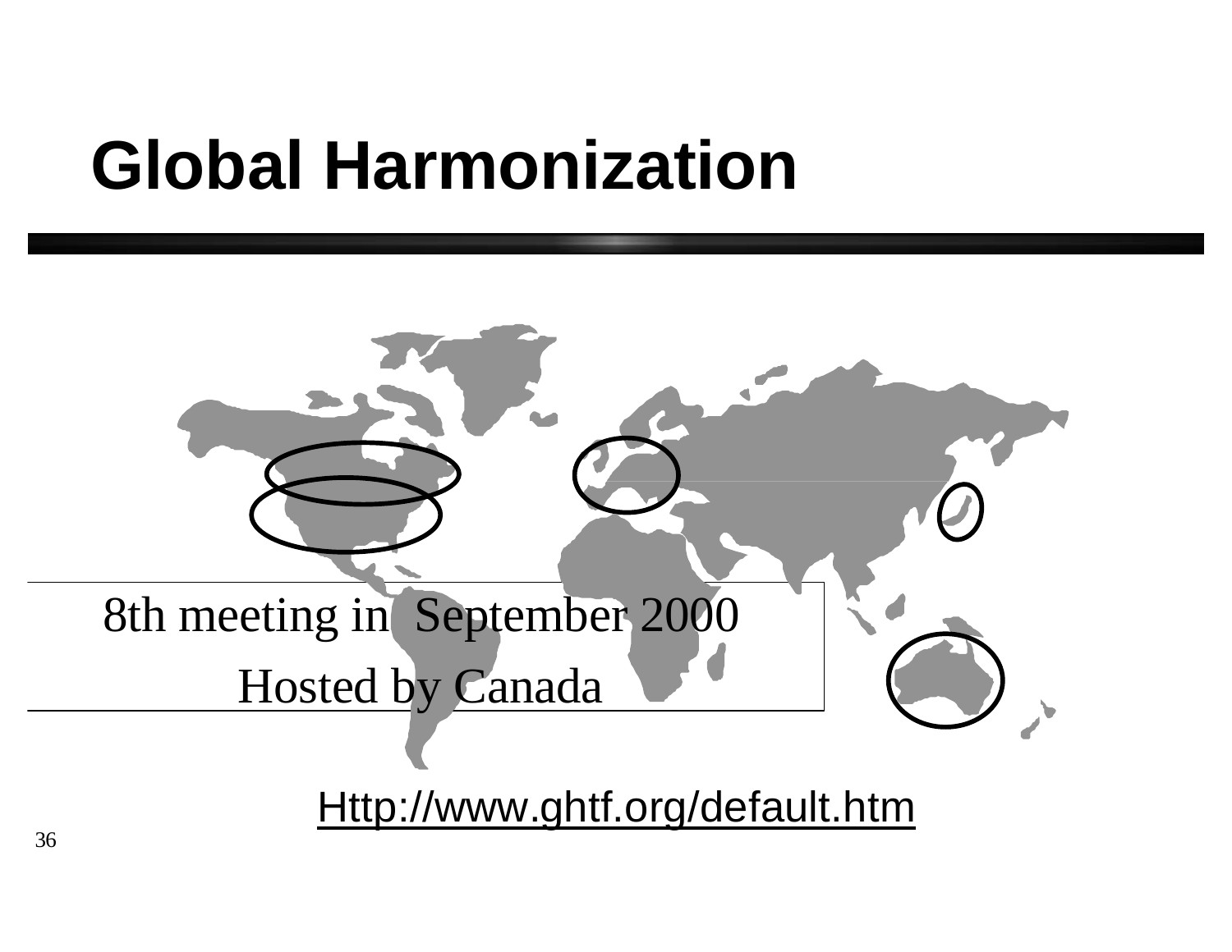# Global Harmonization

8th meeting in September 2000

Hosted by Canada

Http://www.ghtf.org/default.htm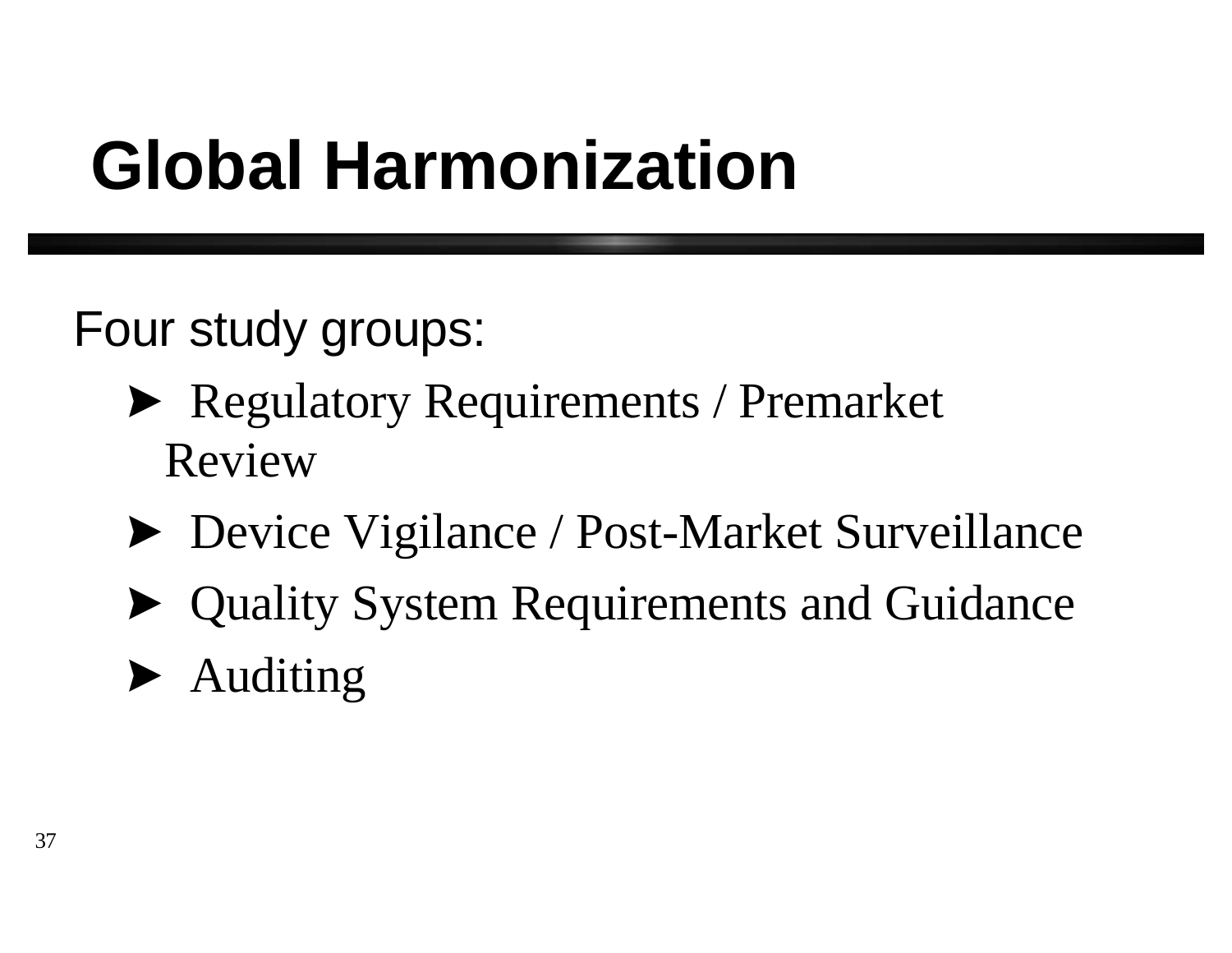# Global Harmonization

Four study groups:

- Regulatory Requirements / Premarket Review
- Device Vigilance / Post-Market Surveillance
- Quality System Requirements and Guidance
- Auditing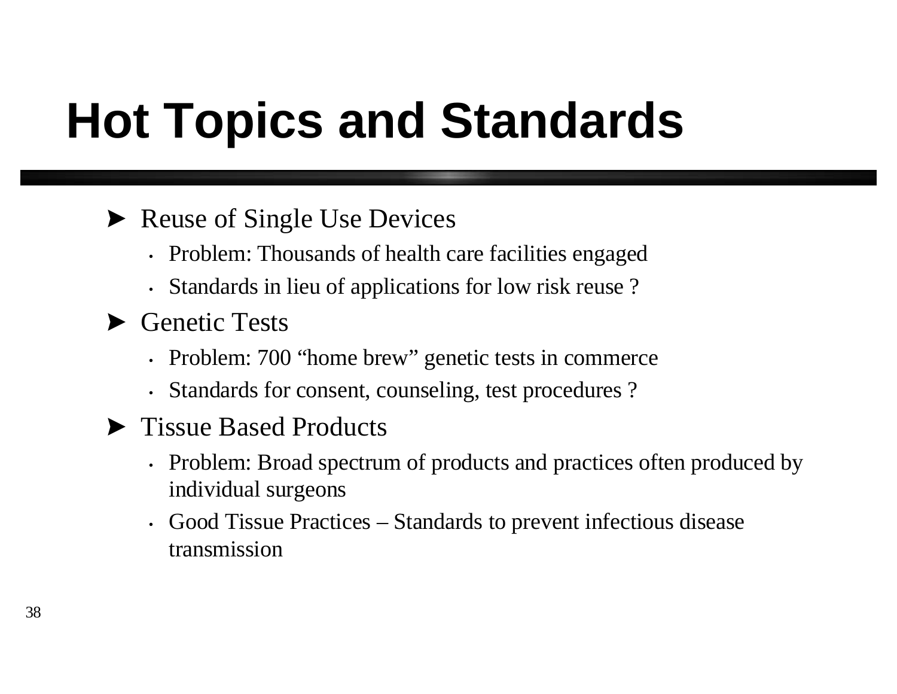# Hot Topics and Standards

- Reuse of Single Use Devices
  - Problem: Thousands of health care facilities engaged
  - Standards in lieu of applications for low risk reuse ?
- Genetic Tests
  - Problem: 700 “home brew” genetic tests in commerce
  - Standards for consent, counseling, test procedures ?
- Tissue Based Products
  - Problem: Broad spectrum of products and practices often produced by individual surgeons
  - Good Tissue Practices – Standards to prevent infectious disease transmission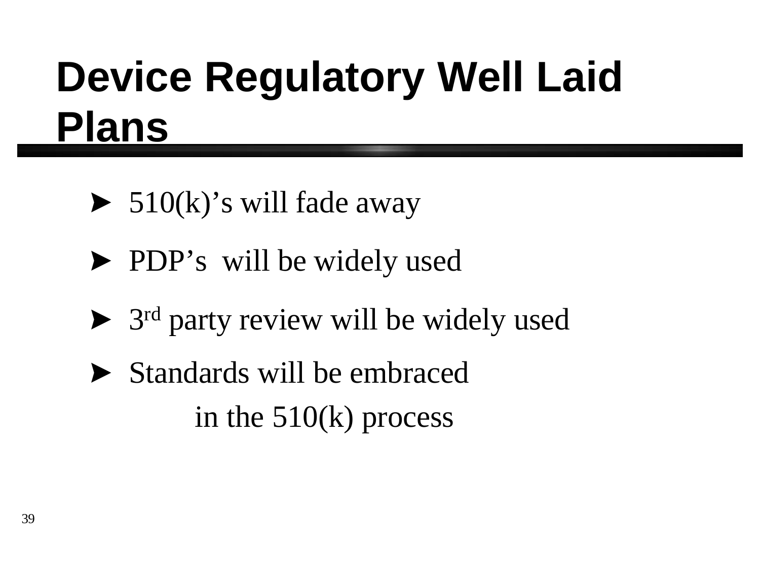# Device Regulatory Well Laid Plans

- 510(k)'s will fade away
- PDP's will be widely used
- 3rd party review will be widely used
- Standards will be embraced in the 510(k) process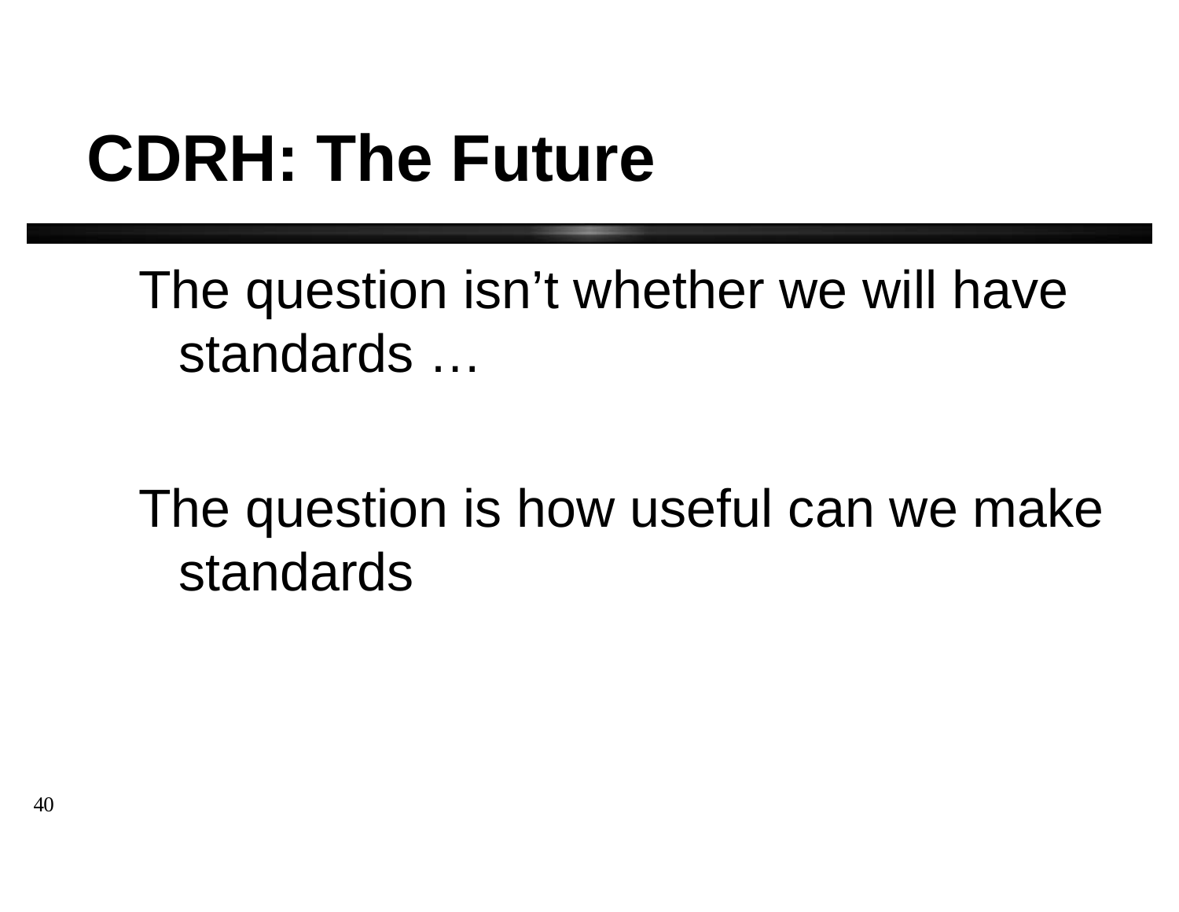# CDRH: The Future

The question isn't whether we will have standards …

The question is how useful can we make standards